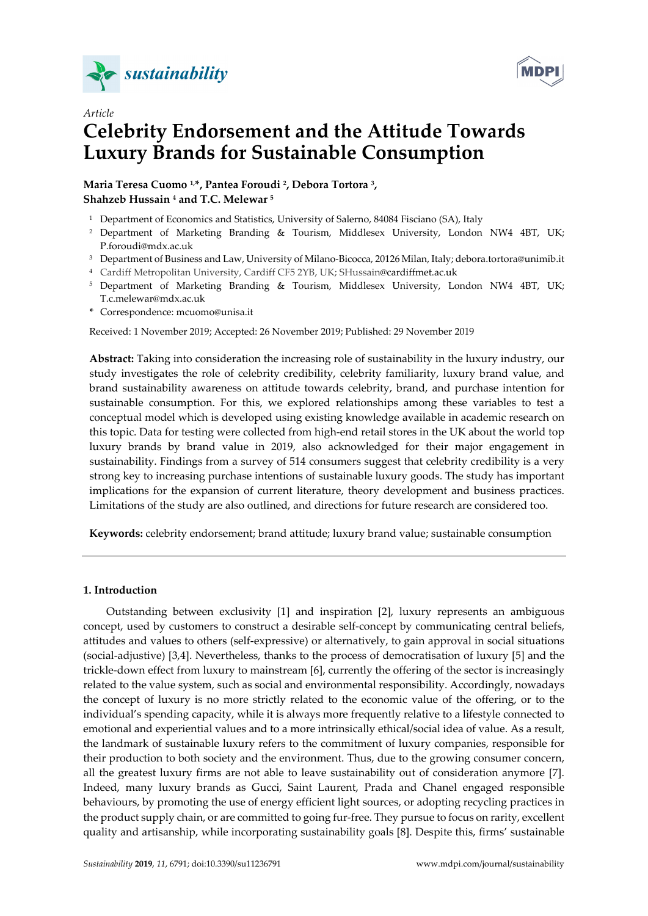*Article*

# Celebrity Endorsement and the Attitude Towards Luxury Brands for Sustainable Consumption

**Maria Teresa Cuomo [1,*], Pantea Foroudi [2], Debora Tortora [3], Shahzeb Hussain [4] and T.C. Melewar [5]**

[1] Department of Economics and Statistics, University of Salerno, 84084 Fisciano (SA), Italy
[2] Department of Marketing Branding & Tourism, Middlesex University, London NW4 4BT, UK; P.foroudi@mdx.ac.uk
[3] Department of Business and Law, University of Milano-Bicocca, 20126 Milan, Italy; debora.tortora@unimib.it
[4] Cardiff Metropolitan University, Cardiff CF5 2YB, UK; SHussain@cardiffmet.ac.uk
[5] Department of Marketing Branding & Tourism, Middlesex University, London NW4 4BT, UK; T.c.melewar@mdx.ac.uk
* Correspondence: mcuomo@unisa.it

Received: 1 November 2019; Accepted: 26 November 2019; Published: 29 November 2019

**Abstract:** Taking into consideration the increasing role of sustainability in the luxury industry, our study investigates the role of celebrity credibility, celebrity familiarity, luxury brand value, and brand sustainability awareness on attitude towards celebrity, brand, and purchase intention for sustainable consumption. For this, we explored relationships among these variables to test a conceptual model which is developed using existing knowledge available in academic research on this topic. Data for testing were collected from high-end retail stores in the UK about the world top luxury brands by brand value in 2019, also acknowledged for their major engagement in sustainability. Findings from a survey of 514 consumers suggest that celebrity credibility is a very strong key to increasing purchase intentions of sustainable luxury goods. The study has important implications for the expansion of current literature, theory development and business practices. Limitations of the study are also outlined, and directions for future research are considered too.

**Keywords:** celebrity endorsement; brand attitude; luxury brand value; sustainable consumption

## 1. Introduction

Outstanding between exclusivity [1] and inspiration [2], luxury represents an ambiguous concept, used by customers to construct a desirable self-concept by communicating central beliefs, attitudes and values to others (self-expressive) or alternatively, to gain approval in social situations (social-adjustive) [3,4]. Nevertheless, thanks to the process of democratisation of luxury [5] and the trickle-down effect from luxury to mainstream [6], currently the offering of the sector is increasingly related to the value system, such as social and environmental responsibility. Accordingly, nowadays the concept of luxury is no more strictly related to the economic value of the offering, or to the individual's spending capacity, while it is always more frequently relative to a lifestyle connected to emotional and experiential values and to a more intrinsically ethical/social idea of value. As a result, the landmark of sustainable luxury refers to the commitment of luxury companies, responsible for their production to both society and the environment. Thus, due to the growing consumer concern, all the greatest luxury firms are not able to leave sustainability out of consideration anymore [7]. Indeed, many luxury brands as Gucci, Saint Laurent, Prada and Chanel engaged responsible behaviours, by promoting the use of energy efficient light sources, or adopting recycling practices in the product supply chain, or are committed to going fur-free. They pursue to focus on rarity, excellent quality and artisanship, while incorporating sustainability goals [8]. Despite this, firms' sustainable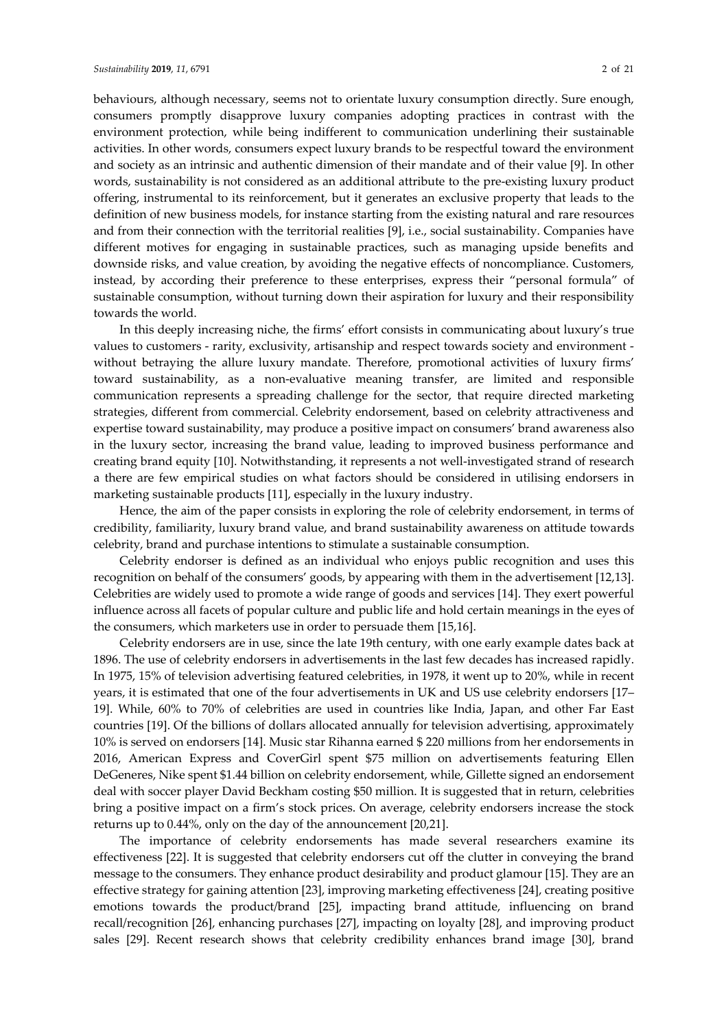behaviours, although necessary, seems not to orientate luxury consumption directly. Sure enough, consumers promptly disapprove luxury companies adopting practices in contrast with the environment protection, while being indifferent to communication underlining their sustainable activities. In other words, consumers expect luxury brands to be respectful toward the environment and society as an intrinsic and authentic dimension of their mandate and of their value [9]. In other words, sustainability is not considered as an additional attribute to the pre-existing luxury product offering, instrumental to its reinforcement, but it generates an exclusive property that leads to the definition of new business models, for instance starting from the existing natural and rare resources and from their connection with the territorial realities [9], i.e., social sustainability. Companies have different motives for engaging in sustainable practices, such as managing upside benefits and downside risks, and value creation, by avoiding the negative effects of noncompliance. Customers, instead, by according their preference to these enterprises, express their "personal formula" of sustainable consumption, without turning down their aspiration for luxury and their responsibility towards the world.

In this deeply increasing niche, the firms' effort consists in communicating about luxury's true values to customers - rarity, exclusivity, artisanship and respect towards society and environment - without betraying the allure luxury mandate. Therefore, promotional activities of luxury firms' toward sustainability, as a non-evaluative meaning transfer, are limited and responsible communication represents a spreading challenge for the sector, that require directed marketing strategies, different from commercial. Celebrity endorsement, based on celebrity attractiveness and expertise toward sustainability, may produce a positive impact on consumers' brand awareness also in the luxury sector, increasing the brand value, leading to improved business performance and creating brand equity [10]. Notwithstanding, it represents a not well-investigated strand of research a there are few empirical studies on what factors should be considered in utilising endorsers in marketing sustainable products [11], especially in the luxury industry.

Hence, the aim of the paper consists in exploring the role of celebrity endorsement, in terms of credibility, familiarity, luxury brand value, and brand sustainability awareness on attitude towards celebrity, brand and purchase intentions to stimulate a sustainable consumption.

Celebrity endorser is defined as an individual who enjoys public recognition and uses this recognition on behalf of the consumers' goods, by appearing with them in the advertisement [12,13]. Celebrities are widely used to promote a wide range of goods and services [14]. They exert powerful influence across all facets of popular culture and public life and hold certain meanings in the eyes of the consumers, which marketers use in order to persuade them [15,16].

Celebrity endorsers are in use, since the late 19th century, with one early example dates back at 1896. The use of celebrity endorsers in advertisements in the last few decades has increased rapidly. In 1975, 15% of television advertising featured celebrities, in 1978, it went up to 20%, while in recent years, it is estimated that one of the four advertisements in UK and US use celebrity endorsers [17–19]. While, 60% to 70% of celebrities are used in countries like India, Japan, and other Far East countries [19]. Of the billions of dollars allocated annually for television advertising, approximately 10% is served on endorsers [14]. Music star Rihanna earned $ 220 millions from her endorsements in 2016, American Express and CoverGirl spent $75 million on advertisements featuring Ellen DeGeneres, Nike spent $1.44 billion on celebrity endorsement, while, Gillette signed an endorsement deal with soccer player David Beckham costing $50 million. It is suggested that in return, celebrities bring a positive impact on a firm's stock prices. On average, celebrity endorsers increase the stock returns up to 0.44%, only on the day of the announcement [20,21].

The importance of celebrity endorsements has made several researchers examine its effectiveness [22]. It is suggested that celebrity endorsers cut off the clutter in conveying the brand message to the consumers. They enhance product desirability and product glamour [15]. They are an effective strategy for gaining attention [23], improving marketing effectiveness [24], creating positive emotions towards the product/brand [25], impacting brand attitude, influencing on brand recall/recognition [26], enhancing purchases [27], impacting on loyalty [28], and improving product sales [29]. Recent research shows that celebrity credibility enhances brand image [30], brand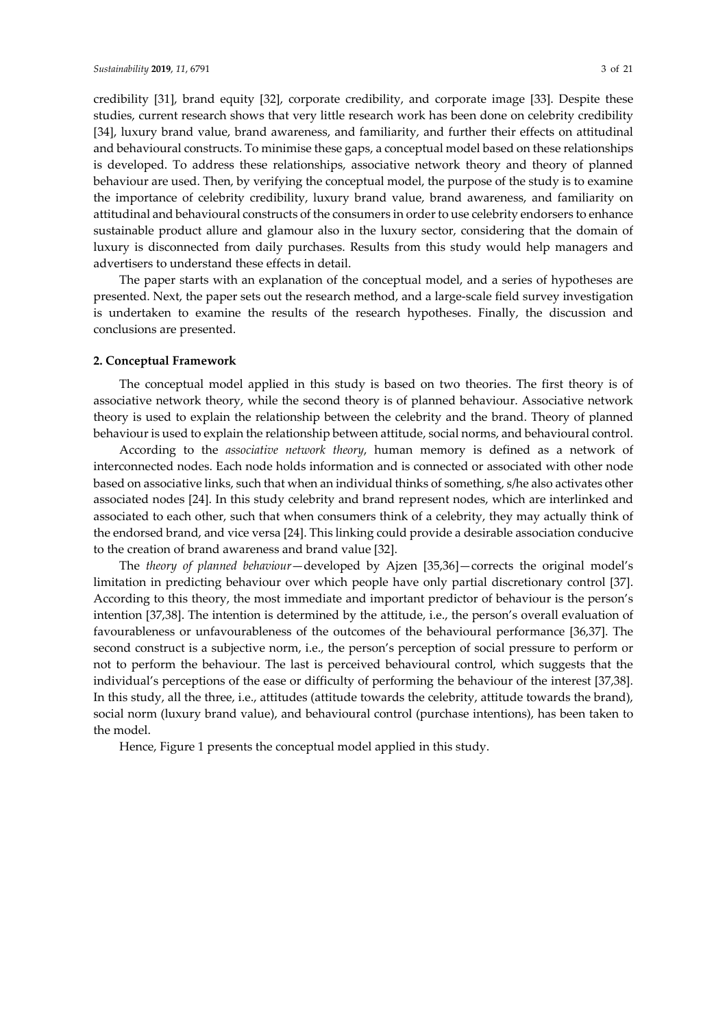credibility [31], brand equity [32], corporate credibility, and corporate image [33]. Despite these studies, current research shows that very little research work has been done on celebrity credibility [34], luxury brand value, brand awareness, and familiarity, and further their effects on attitudinal and behavioural constructs. To minimise these gaps, a conceptual model based on these relationships is developed. To address these relationships, associative network theory and theory of planned behaviour are used. Then, by verifying the conceptual model, the purpose of the study is to examine the importance of celebrity credibility, luxury brand value, brand awareness, and familiarity on attitudinal and behavioural constructs of the consumers in order to use celebrity endorsers to enhance sustainable product allure and glamour also in the luxury sector, considering that the domain of luxury is disconnected from daily purchases. Results from this study would help managers and advertisers to understand these effects in detail.

The paper starts with an explanation of the conceptual model, and a series of hypotheses are presented. Next, the paper sets out the research method, and a large-scale field survey investigation is undertaken to examine the results of the research hypotheses. Finally, the discussion and conclusions are presented.

## 2. Conceptual Framework

The conceptual model applied in this study is based on two theories. The first theory is of associative network theory, while the second theory is of planned behaviour. Associative network theory is used to explain the relationship between the celebrity and the brand. Theory of planned behaviour is used to explain the relationship between attitude, social norms, and behavioural control.

According to the *associative network theory*, human memory is defined as a network of interconnected nodes. Each node holds information and is connected or associated with other node based on associative links, such that when an individual thinks of something, s/he also activates other associated nodes [24]. In this study celebrity and brand represent nodes, which are interlinked and associated to each other, such that when consumers think of a celebrity, they may actually think of the endorsed brand, and vice versa [24]. This linking could provide a desirable association conducive to the creation of brand awareness and brand value [32].

The *theory of planned behaviour*—developed by Ajzen [35,36]—corrects the original model's limitation in predicting behaviour over which people have only partial discretionary control [37]. According to this theory, the most immediate and important predictor of behaviour is the person's intention [37,38]. The intention is determined by the attitude, i.e., the person's overall evaluation of favourableness or unfavourableness of the outcomes of the behavioural performance [36,37]. The second construct is a subjective norm, i.e., the person's perception of social pressure to perform or not to perform the behaviour. The last is perceived behavioural control, which suggests that the individual's perceptions of the ease or difficulty of performing the behaviour of the interest [37,38]. In this study, all the three, i.e., attitudes (attitude towards the celebrity, attitude towards the brand), social norm (luxury brand value), and behavioural control (purchase intentions), has been taken to the model.

Hence, Figure 1 presents the conceptual model applied in this study.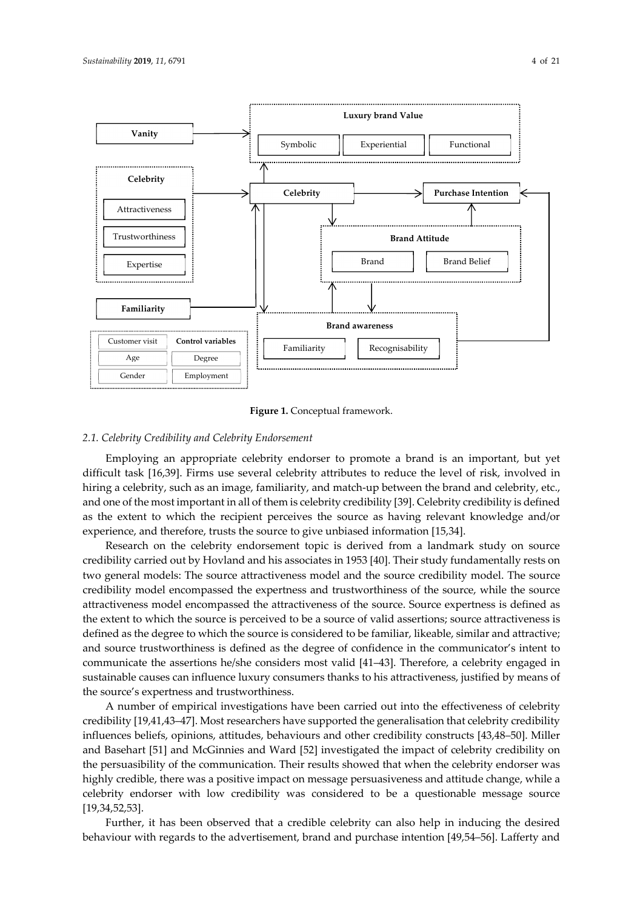**Figure 1.** Conceptual framework.

### 2.1. Celebrity Credibility and Celebrity Endorsement

Employing an appropriate celebrity endorser to promote a brand is an important, but yet difficult task [16,39]. Firms use several celebrity attributes to reduce the level of risk, involved in hiring a celebrity, such as an image, familiarity, and match-up between the brand and celebrity, etc., and one of the most important in all of them is celebrity credibility [39]. Celebrity credibility is defined as the extent to which the recipient perceives the source as having relevant knowledge and/or experience, and therefore, trusts the source to give unbiased information [15,34].

Research on the celebrity endorsement topic is derived from a landmark study on source credibility carried out by Hovland and his associates in 1953 [40]. Their study fundamentally rests on two general models: The source attractiveness model and the source credibility model. The source credibility model encompassed the expertness and trustworthiness of the source, while the source attractiveness model encompassed the attractiveness of the source. Source expertness is defined as the extent to which the source is perceived to be a source of valid assertions; source attractiveness is defined as the degree to which the source is considered to be familiar, likeable, similar and attractive; and source trustworthiness is defined as the degree of confidence in the communicator's intent to communicate the assertions he/she considers most valid [41–43]. Therefore, a celebrity engaged in sustainable causes can influence luxury consumers thanks to his attractiveness, justified by means of the source's expertness and trustworthiness.

A number of empirical investigations have been carried out into the effectiveness of celebrity credibility [19,41,43–47]. Most researchers have supported the generalisation that celebrity credibility influences beliefs, opinions, attitudes, behaviours and other credibility constructs [43,48–50]. Miller and Basehart [51] and McGinnies and Ward [52] investigated the impact of celebrity credibility on the persuasibility of the communication. Their results showed that when the celebrity endorser was highly credible, there was a positive impact on message persuasiveness and attitude change, while a celebrity endorser with low credibility was considered to be a questionable message source [19,34,52,53].

Further, it has been observed that a credible celebrity can also help in inducing the desired behaviour with regards to the advertisement, brand and purchase intention [49,54–56]. Lafferty and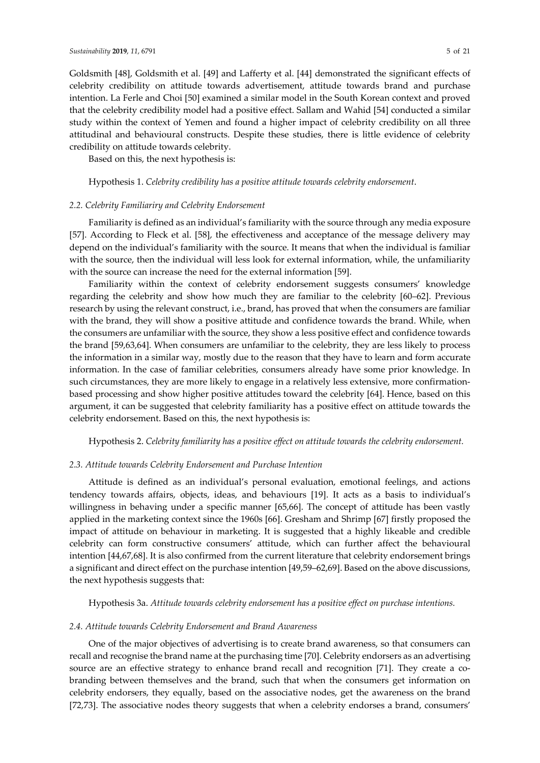Goldsmith [48], Goldsmith et al. [49] and Lafferty et al. [44] demonstrated the significant effects of celebrity credibility on attitude towards advertisement, attitude towards brand and purchase intention. La Ferle and Choi [50] examined a similar model in the South Korean context and proved that the celebrity credibility model had a positive effect. Sallam and Wahid [54] conducted a similar study within the context of Yemen and found a higher impact of celebrity credibility on all three attitudinal and behavioural constructs. Despite these studies, there is little evidence of celebrity credibility on attitude towards celebrity.

Based on this, the next hypothesis is:

**Hypothesis 1.** *Celebrity credibility has a positive attitude towards celebrity endorsement.*

### *2.2. Celebrity Familiariry and Celebrity Endorsement*

Familiarity is defined as an individual's familiarity with the source through any media exposure [57]. According to Fleck et al. [58], the effectiveness and acceptance of the message delivery may depend on the individual's familiarity with the source. It means that when the individual is familiar with the source, then the individual will less look for external information, while, the unfamiliarity with the source can increase the need for the external information [59].

Familiarity within the context of celebrity endorsement suggests consumers' knowledge regarding the celebrity and show how much they are familiar to the celebrity [60–62]. Previous research by using the relevant construct, i.e., brand, has proved that when the consumers are familiar with the brand, they will show a positive attitude and confidence towards the brand. While, when the consumers are unfamiliar with the source, they show a less positive effect and confidence towards the brand [59,63,64]. When consumers are unfamiliar to the celebrity, they are less likely to process the information in a similar way, mostly due to the reason that they have to learn and form accurate information. In the case of familiar celebrities, consumers already have some prior knowledge. In such circumstances, they are more likely to engage in a relatively less extensive, more confirmation-based processing and show higher positive attitudes toward the celebrity [64]. Hence, based on this argument, it can be suggested that celebrity familiarity has a positive effect on attitude towards the celebrity endorsement. Based on this, the next hypothesis is:

**Hypothesis 2.** *Celebrity familiarity has a positive effect on attitude towards the celebrity endorsement.*

### *2.3. Attitude towards Celebrity Endorsement and Purchase Intention*

Attitude is defined as an individual's personal evaluation, emotional feelings, and actions tendency towards affairs, objects, ideas, and behaviours [19]. It acts as a basis to individual's willingness in behaving under a specific manner [65,66]. The concept of attitude has been vastly applied in the marketing context since the 1960s [66]. Gresham and Shrimp [67] firstly proposed the impact of attitude on behaviour in marketing. It is suggested that a highly likeable and credible celebrity can form constructive consumers' attitude, which can further affect the behavioural intention [44,67,68]. It is also confirmed from the current literature that celebrity endorsement brings a significant and direct effect on the purchase intention [49,59–62,69]. Based on the above discussions, the next hypothesis suggests that:

**Hypothesis 3a.** *Attitude towards celebrity endorsement has a positive effect on purchase intentions.*

### *2.4. Attitude towards Celebrity Endorsement and Brand Awareness*

One of the major objectives of advertising is to create brand awareness, so that consumers can recall and recognise the brand name at the purchasing time [70]. Celebrity endorsers as an advertising source are an effective strategy to enhance brand recall and recognition [71]. They create a co-branding between themselves and the brand, such that when the consumers get information on celebrity endorsers, they equally, based on the associative nodes, get the awareness on the brand [72,73]. The associative nodes theory suggests that when a celebrity endorses a brand, consumers'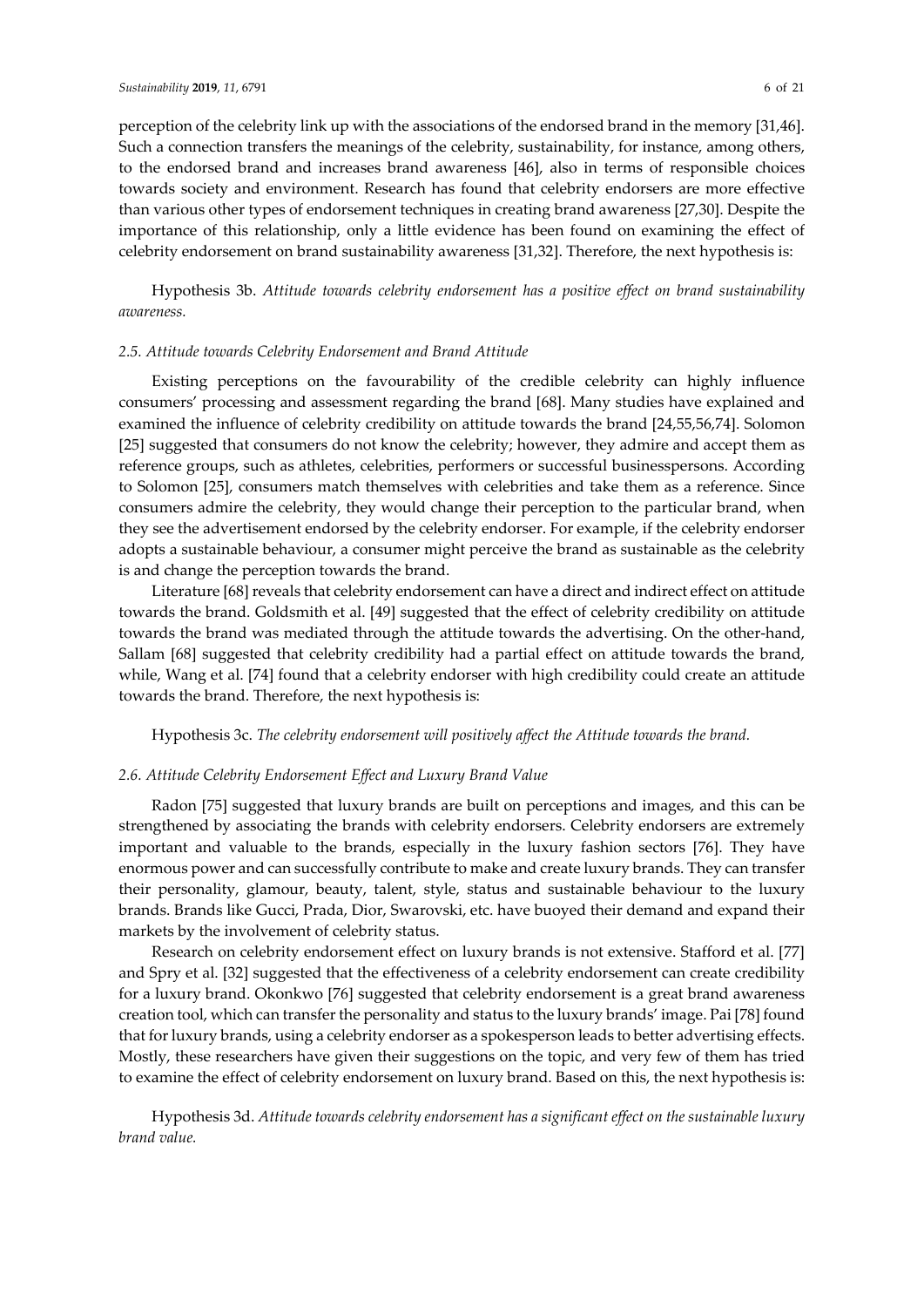perception of the celebrity link up with the associations of the endorsed brand in the memory [31,46]. Such a connection transfers the meanings of the celebrity, sustainability, for instance, among others, to the endorsed brand and increases brand awareness [46], also in terms of responsible choices towards society and environment. Research has found that celebrity endorsers are more effective than various other types of endorsement techniques in creating brand awareness [27,30]. Despite the importance of this relationship, only a little evidence has been found on examining the effect of celebrity endorsement on brand sustainability awareness [31,32]. Therefore, the next hypothesis is:

Hypothesis 3b. *Attitude towards celebrity endorsement has a positive effect on brand sustainability awareness.*

### *2.5. Attitude towards Celebrity Endorsement and Brand Attitude*

Existing perceptions on the favourability of the credible celebrity can highly influence consumers' processing and assessment regarding the brand [68]. Many studies have explained and examined the influence of celebrity credibility on attitude towards the brand [24,55,56,74]. Solomon [25] suggested that consumers do not know the celebrity; however, they admire and accept them as reference groups, such as athletes, celebrities, performers or successful businesspersons. According to Solomon [25], consumers match themselves with celebrities and take them as a reference. Since consumers admire the celebrity, they would change their perception to the particular brand, when they see the advertisement endorsed by the celebrity endorser. For example, if the celebrity endorser adopts a sustainable behaviour, a consumer might perceive the brand as sustainable as the celebrity is and change the perception towards the brand.

Literature [68] reveals that celebrity endorsement can have a direct and indirect effect on attitude towards the brand. Goldsmith et al. [49] suggested that the effect of celebrity credibility on attitude towards the brand was mediated through the attitude towards the advertising. On the other-hand, Sallam [68] suggested that celebrity credibility had a partial effect on attitude towards the brand, while, Wang et al. [74] found that a celebrity endorser with high credibility could create an attitude towards the brand. Therefore, the next hypothesis is:

Hypothesis 3c. *The celebrity endorsement will positively affect the Attitude towards the brand.*

### *2.6. Attitude Celebrity Endorsement Effect and Luxury Brand Value*

Radon [75] suggested that luxury brands are built on perceptions and images, and this can be strengthened by associating the brands with celebrity endorsers. Celebrity endorsers are extremely important and valuable to the brands, especially in the luxury fashion sectors [76]. They have enormous power and can successfully contribute to make and create luxury brands. They can transfer their personality, glamour, beauty, talent, style, status and sustainable behaviour to the luxury brands. Brands like Gucci, Prada, Dior, Swarovski, etc. have buoyed their demand and expand their markets by the involvement of celebrity status.

Research on celebrity endorsement effect on luxury brands is not extensive. Stafford et al. [77] and Spry et al. [32] suggested that the effectiveness of a celebrity endorsement can create credibility for a luxury brand. Okonkwo [76] suggested that celebrity endorsement is a great brand awareness creation tool, which can transfer the personality and status to the luxury brands' image. Pai [78] found that for luxury brands, using a celebrity endorser as a spokesperson leads to better advertising effects. Mostly, these researchers have given their suggestions on the topic, and very few of them has tried to examine the effect of celebrity endorsement on luxury brand. Based on this, the next hypothesis is:

Hypothesis 3d. *Attitude towards celebrity endorsement has a significant effect on the sustainable luxury brand value.*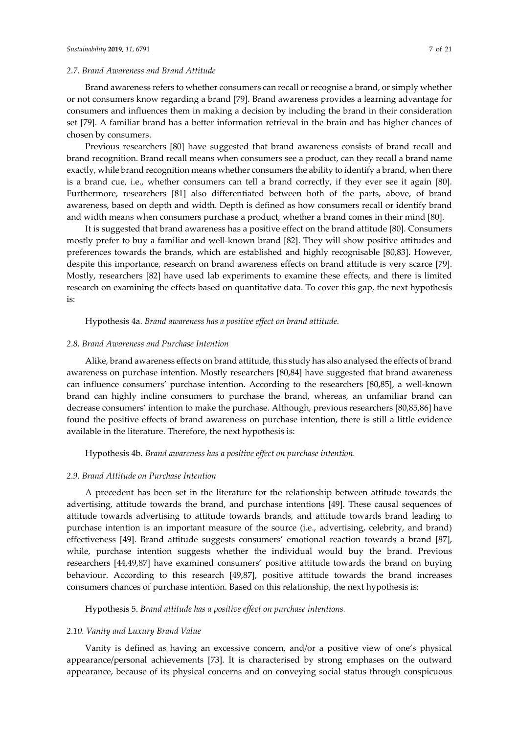### 2.7. Brand Awareness and Brand Attitude

Brand awareness refers to whether consumers can recall or recognise a brand, or simply whether or not consumers know regarding a brand [79]. Brand awareness provides a learning advantage for consumers and influences them in making a decision by including the brand in their consideration set [79]. A familiar brand has a better information retrieval in the brain and has higher chances of chosen by consumers.

Previous researchers [80] have suggested that brand awareness consists of brand recall and brand recognition. Brand recall means when consumers see a product, can they recall a brand name exactly, while brand recognition means whether consumers the ability to identify a brand, when there is a brand cue, i.e., whether consumers can tell a brand correctly, if they ever see it again [80]. Furthermore, researchers [81] also differentiated between both of the parts, above, of brand awareness, based on depth and width. Depth is defined as how consumers recall or identify brand and width means when consumers purchase a product, whether a brand comes in their mind [80].

It is suggested that brand awareness has a positive effect on the brand attitude [80]. Consumers mostly prefer to buy a familiar and well-known brand [82]. They will show positive attitudes and preferences towards the brands, which are established and highly recognisable [80,83]. However, despite this importance, research on brand awareness effects on brand attitude is very scarce [79]. Mostly, researchers [82] have used lab experiments to examine these effects, and there is limited research on examining the effects based on quantitative data. To cover this gap, the next hypothesis is:

Hypothesis 4a. *Brand awareness has a positive effect on brand attitude.*

### 2.8. Brand Awareness and Purchase Intention

Alike, brand awareness effects on brand attitude, this study has also analysed the effects of brand awareness on purchase intention. Mostly researchers [80,84] have suggested that brand awareness can influence consumers' purchase intention. According to the researchers [80,85], a well-known brand can highly incline consumers to purchase the brand, whereas, an unfamiliar brand can decrease consumers' intention to make the purchase. Although, previous researchers [80,85,86] have found the positive effects of brand awareness on purchase intention, there is still a little evidence available in the literature. Therefore, the next hypothesis is:

Hypothesis 4b. *Brand awareness has a positive effect on purchase intention.*

### 2.9. Brand Attitude on Purchase Intention

A precedent has been set in the literature for the relationship between attitude towards the advertising, attitude towards the brand, and purchase intentions [49]. These causal sequences of attitude towards advertising to attitude towards brands, and attitude towards brand leading to purchase intention is an important measure of the source (i.e., advertising, celebrity, and brand) effectiveness [49]. Brand attitude suggests consumers' emotional reaction towards a brand [87], while, purchase intention suggests whether the individual would buy the brand. Previous researchers [44,49,87] have examined consumers' positive attitude towards the brand on buying behaviour. According to this research [49,87], positive attitude towards the brand increases consumers chances of purchase intention. Based on this relationship, the next hypothesis is:

Hypothesis 5. *Brand attitude has a positive effect on purchase intentions.*

### 2.10. Vanity and Luxury Brand Value

Vanity is defined as having an excessive concern, and/or a positive view of one's physical appearance/personal achievements [73]. It is characterised by strong emphases on the outward appearance, because of its physical concerns and on conveying social status through conspicuous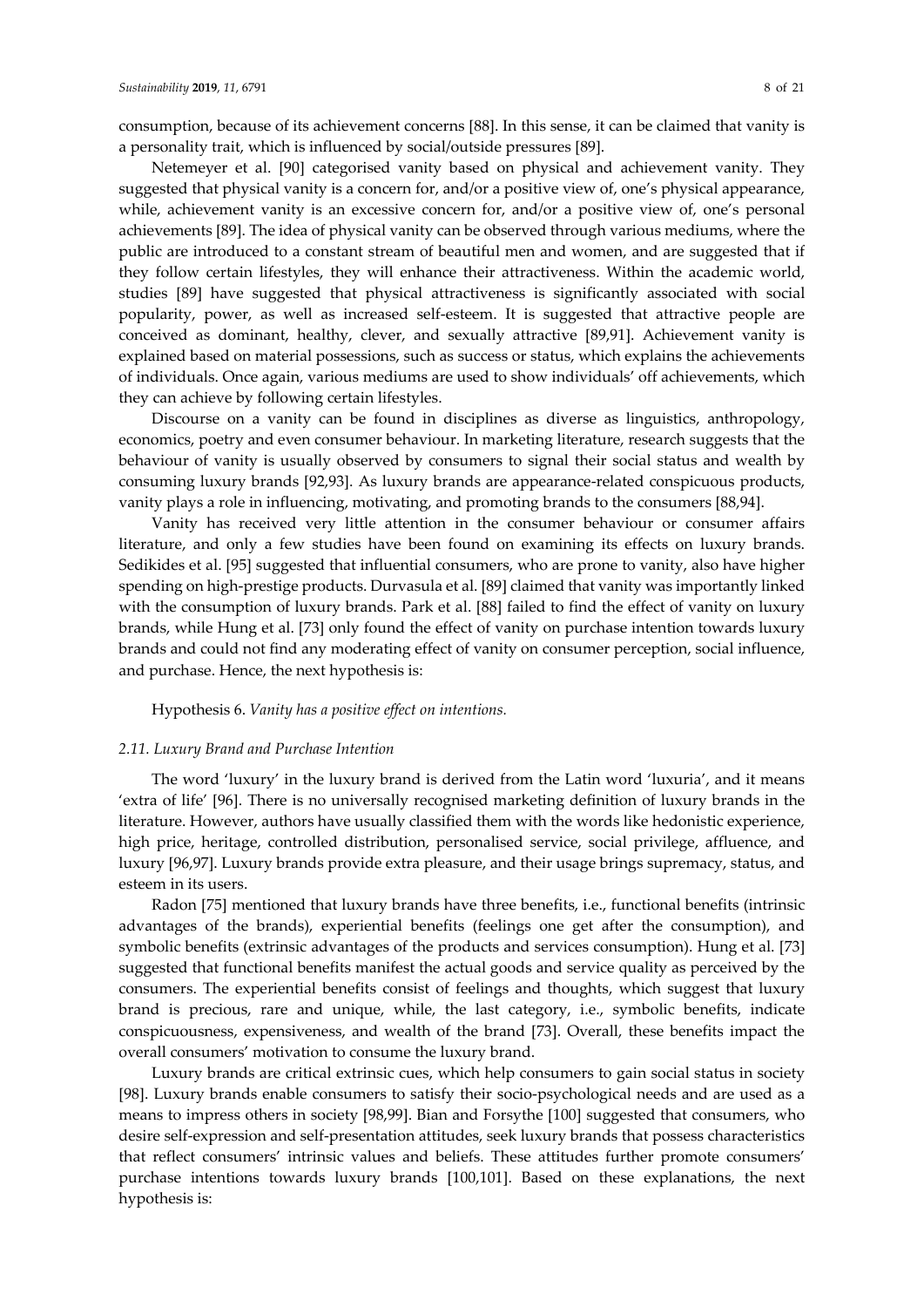consumption, because of its achievement concerns [88]. In this sense, it can be claimed that vanity is a personality trait, which is influenced by social/outside pressures [89].

Netemeyer et al. [90] categorised vanity based on physical and achievement vanity. They suggested that physical vanity is a concern for, and/or a positive view of, one's physical appearance, while, achievement vanity is an excessive concern for, and/or a positive view of, one's personal achievements [89]. The idea of physical vanity can be observed through various mediums, where the public are introduced to a constant stream of beautiful men and women, and are suggested that if they follow certain lifestyles, they will enhance their attractiveness. Within the academic world, studies [89] have suggested that physical attractiveness is significantly associated with social popularity, power, as well as increased self-esteem. It is suggested that attractive people are conceived as dominant, healthy, clever, and sexually attractive [89,91]. Achievement vanity is explained based on material possessions, such as success or status, which explains the achievements of individuals. Once again, various mediums are used to show individuals' off achievements, which they can achieve by following certain lifestyles.

Discourse on a vanity can be found in disciplines as diverse as linguistics, anthropology, economics, poetry and even consumer behaviour. In marketing literature, research suggests that the behaviour of vanity is usually observed by consumers to signal their social status and wealth by consuming luxury brands [92,93]. As luxury brands are appearance-related conspicuous products, vanity plays a role in influencing, motivating, and promoting brands to the consumers [88,94].

Vanity has received very little attention in the consumer behaviour or consumer affairs literature, and only a few studies have been found on examining its effects on luxury brands. Sedikides et al. [95] suggested that influential consumers, who are prone to vanity, also have higher spending on high-prestige products. Durvasula et al. [89] claimed that vanity was importantly linked with the consumption of luxury brands. Park et al. [88] failed to find the effect of vanity on luxury brands, while Hung et al. [73] only found the effect of vanity on purchase intention towards luxury brands and could not find any moderating effect of vanity on consumer perception, social influence, and purchase. Hence, the next hypothesis is:

**Hypothesis 6.** *Vanity has a positive effect on intentions.*

### *2.11. Luxury Brand and Purchase Intention*

The word 'luxury' in the luxury brand is derived from the Latin word 'luxuria', and it means 'extra of life' [96]. There is no universally recognised marketing definition of luxury brands in the literature. However, authors have usually classified them with the words like hedonistic experience, high price, heritage, controlled distribution, personalised service, social privilege, affluence, and luxury [96,97]. Luxury brands provide extra pleasure, and their usage brings supremacy, status, and esteem in its users.

Radon [75] mentioned that luxury brands have three benefits, i.e., functional benefits (intrinsic advantages of the brands), experiential benefits (feelings one get after the consumption), and symbolic benefits (extrinsic advantages of the products and services consumption). Hung et al. [73] suggested that functional benefits manifest the actual goods and service quality as perceived by the consumers. The experiential benefits consist of feelings and thoughts, which suggest that luxury brand is precious, rare and unique, while, the last category, i.e., symbolic benefits, indicate conspicuousness, expensiveness, and wealth of the brand [73]. Overall, these benefits impact the overall consumers' motivation to consume the luxury brand.

Luxury brands are critical extrinsic cues, which help consumers to gain social status in society [98]. Luxury brands enable consumers to satisfy their socio-psychological needs and are used as a means to impress others in society [98,99]. Bian and Forsythe [100] suggested that consumers, who desire self-expression and self-presentation attitudes, seek luxury brands that possess characteristics that reflect consumers' intrinsic values and beliefs. These attitudes further promote consumers' purchase intentions towards luxury brands [100,101]. Based on these explanations, the next hypothesis is: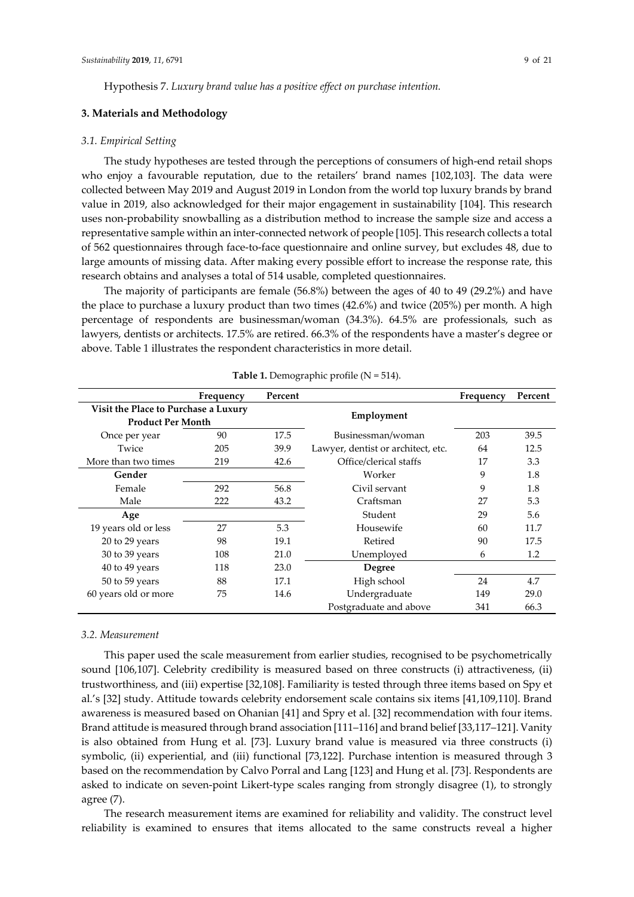Hypothesis 7. *Luxury brand value has a positive effect on purchase intention.*

## 3. Materials and Methodology

### 3.1. Empirical Setting

The study hypotheses are tested through the perceptions of consumers of high-end retail shops who enjoy a favourable reputation, due to the retailers' brand names [102,103]. The data were collected between May 2019 and August 2019 in London from the world top luxury brands by brand value in 2019, also acknowledged for their major engagement in sustainability [104]. This research uses non-probability snowballing as a distribution method to increase the sample size and access a representative sample within an inter-connected network of people [105]. This research collects a total of 562 questionnaires through face-to-face questionnaire and online survey, but excludes 48, due to large amounts of missing data. After making every possible effort to increase the response rate, this research obtains and analyses a total of 514 usable, completed questionnaires.

The majority of participants are female (56.8%) between the ages of 40 to 49 (29.2%) and have the place to purchase a luxury product than two times (42.6%) and twice (205%) per month. A high percentage of respondents are businessman/woman (34.3%). 64.5% are professionals, such as lawyers, dentists or architects. 17.5% are retired. 66.3% of the respondents have a master's degree or above. Table 1 illustrates the respondent characteristics in more detail.

**Table 1.** Demographic profile (N = 514).

| | Frequency | Percent | | Frequency | Percent |
|---|---|---|---|---|---|
| **Visit the Place to Purchase a Luxury Product Per Month** | | | **Employment** | | |
| Once per year | 90 | 17.5 | Businessman/woman | 203 | 39.5 |
| Twice | 205 | 39.9 | Lawyer, dentist or architect, etc. | 64 | 12.5 |
| More than two times | 219 | 42.6 | Office/clerical staffs | 17 | 3.3 |
| **Gender** | | | Worker | 9 | 1.8 |
| Female | 292 | 56.8 | Civil servant | 9 | 1.8 |
| Male | 222 | 43.2 | Craftsman | 27 | 5.3 |
| **Age** | | | Student | 29 | 5.6 |
| 19 years old or less | 27 | 5.3 | Housewife | 60 | 11.7 |
| 20 to 29 years | 98 | 19.1 | Retired | 90 | 17.5 |
| 30 to 39 years | 108 | 21.0 | Unemployed | 6 | 1.2 |
| 40 to 49 years | 118 | 23.0 | **Degree** | | |
| 50 to 59 years | 88 | 17.1 | High school | 24 | 4.7 |
| 60 years old or more | 75 | 14.6 | Undergraduate | 149 | 29.0 |
| | | | Postgraduate and above | 341 | 66.3 |

### 3.2. Measurement

This paper used the scale measurement from earlier studies, recognised to be psychometrically sound [106,107]. Celebrity credibility is measured based on three constructs (i) attractiveness, (ii) trustworthiness, and (iii) expertise [32,108]. Familiarity is tested through three items based on Spy et al.'s [32] study. Attitude towards celebrity endorsement scale contains six items [41,109,110]. Brand awareness is measured based on Ohanian [41] and Spry et al. [32] recommendation with four items. Brand attitude is measured through brand association [111–116] and brand belief [33,117–121]. Vanity is also obtained from Hung et al. [73]. Luxury brand value is measured via three constructs (i) symbolic, (ii) experiential, and (iii) functional [73,122]. Purchase intention is measured through 3 based on the recommendation by Calvo Porral and Lang [123] and Hung et al. [73]. Respondents are asked to indicate on seven-point Likert-type scales ranging from strongly disagree (1), to strongly agree (7).

The research measurement items are examined for reliability and validity. The construct level reliability is examined to ensures that items allocated to the same constructs reveal a higher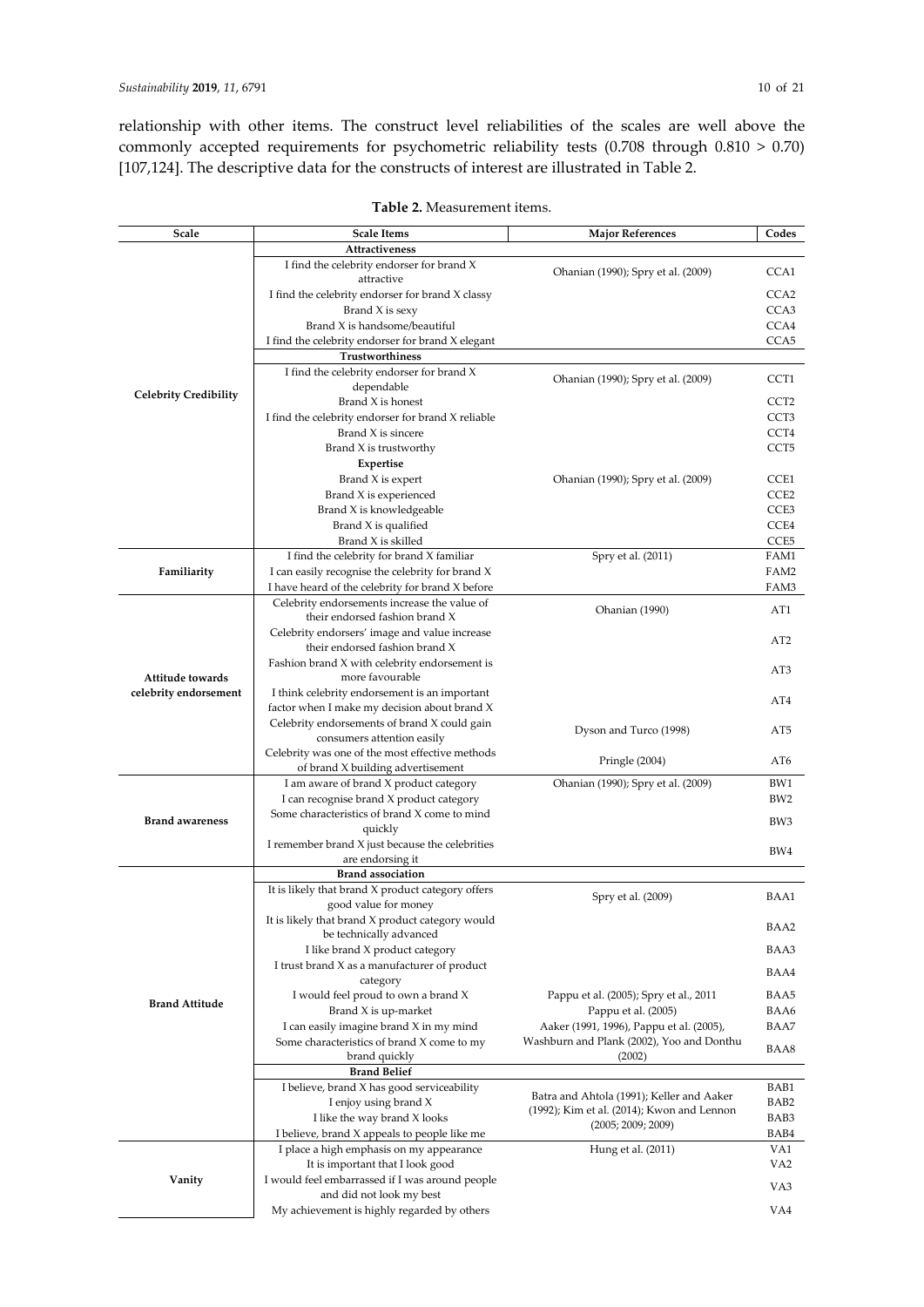relationship with other items. The construct level reliabilities of the scales are well above the commonly accepted requirements for psychometric reliability tests (0.708 through 0.810 > 0.70) [107,124]. The descriptive data for the constructs of interest are illustrated in Table 2.

**Table 2.** Measurement items.

| Scale | Scale Items | Major References | Codes |
|---|---|---|---|
| Celebrity Credibility | **Attractiveness** | | |
| | I find the celebrity endorser for brand X attractive | Ohanian (1990); Spry et al. (2009) | CCA1 |
| | I find the celebrity endorser for brand X classy | | CCA2 |
| | Brand X is sexy | | CCA3 |
| | Brand X is handsome/beautiful | | CCA4 |
| | I find the celebrity endorser for brand X elegant | | CCA5 |
| | **Trustworthiness** | | |
| | I find the celebrity endorser for brand X dependable | Ohanian (1990); Spry et al. (2009) | CCT1 |
| | Brand X is honest | | CCT2 |
| | I find the celebrity endorser for brand X reliable | | CCT3 |
| | Brand X is sincere | | CCT4 |
| | Brand X is trustworthy | | CCT5 |
| | **Expertise** | | |
| | Brand X is expert | Ohanian (1990); Spry et al. (2009) | CCE1 |
| | Brand X is experienced | | CCE2 |
| | Brand X is knowledgeable | | CCE3 |
| | Brand X is qualified | | CCE4 |
| | Brand X is skilled | | CCE5 |
| Familiarity | I find the celebrity for brand X familiar | Spry et al. (2011) | FAM1 |
| | I can easily recognise the celebrity for brand X | | FAM2 |
| | I have heard of the celebrity for brand X before | | FAM3 |
| Attitude towards celebrity endorsement | Celebrity endorsements increase the value of their endorsed fashion brand X | Ohanian (1990) | AT1 |
| | Celebrity endorsers' image and value increase their endorsed fashion brand X | | AT2 |
| | Fashion brand X with celebrity endorsement is more favourable | | AT3 |
| | I think celebrity endorsement is an important factor when I make my decision about brand X | | AT4 |
| | Celebrity endorsements of brand X could gain consumers attention easily | Dyson and Turco (1998) | AT5 |
| | Celebrity was one of the most effective methods of brand X building advertisement | Pringle (2004) | AT6 |
| Brand awareness | I am aware of brand X product category | Ohanian (1990); Spry et al. (2009) | BW1 |
| | I can recognise brand X product category | | BW2 |
| | Some characteristics of brand X come to mind quickly | | BW3 |
| | I remember brand X just because the celebrities are endorsing it | | BW4 |
| Brand Attitude | **Brand association** | | |
| | It is likely that brand X product category offers good value for money | Spry et al. (2009) | BAA1 |
| | It is likely that brand X product category would be technically advanced | | BAA2 |
| | I like brand X product category | | BAA3 |
| | I trust brand X as a manufacturer of product category | | BAA4 |
| | I would feel proud to own a brand X | Pappu et al. (2005); Spry et al., 2011 | BAA5 |
| | Brand X is up-market | Pappu et al. (2005) | BAA6 |
| | I can easily imagine brand X in my mind | Aaker (1991, 1996), Pappu et al. (2005), | BAA7 |
| | Some characteristics of brand X come to my brand quickly | Washburn and Plank (2002), Yoo and Donthu (2002) | BAA8 |
| | **Brand Belief** | | |
| | I believe, brand X has good serviceability | Batra and Ahtola (1991); Keller and Aaker (1992); Kim et al. (2014); Kwon and Lennon (2005; 2009; 2009) | BAB1 |
| | I enjoy using brand X | | BAB2 |
| | I like the way brand X looks | | BAB3 |
| | I believe, brand X appeals to people like me | | BAB4 |
| Vanity | I place a high emphasis on my appearance | Hung et al. (2011) | VA1 |
| | It is important that I look good | | VA2 |
| | I would feel embarrassed if I was around people and did not look my best | | VA3 |
| | My achievement is highly regarded by others | | VA4 |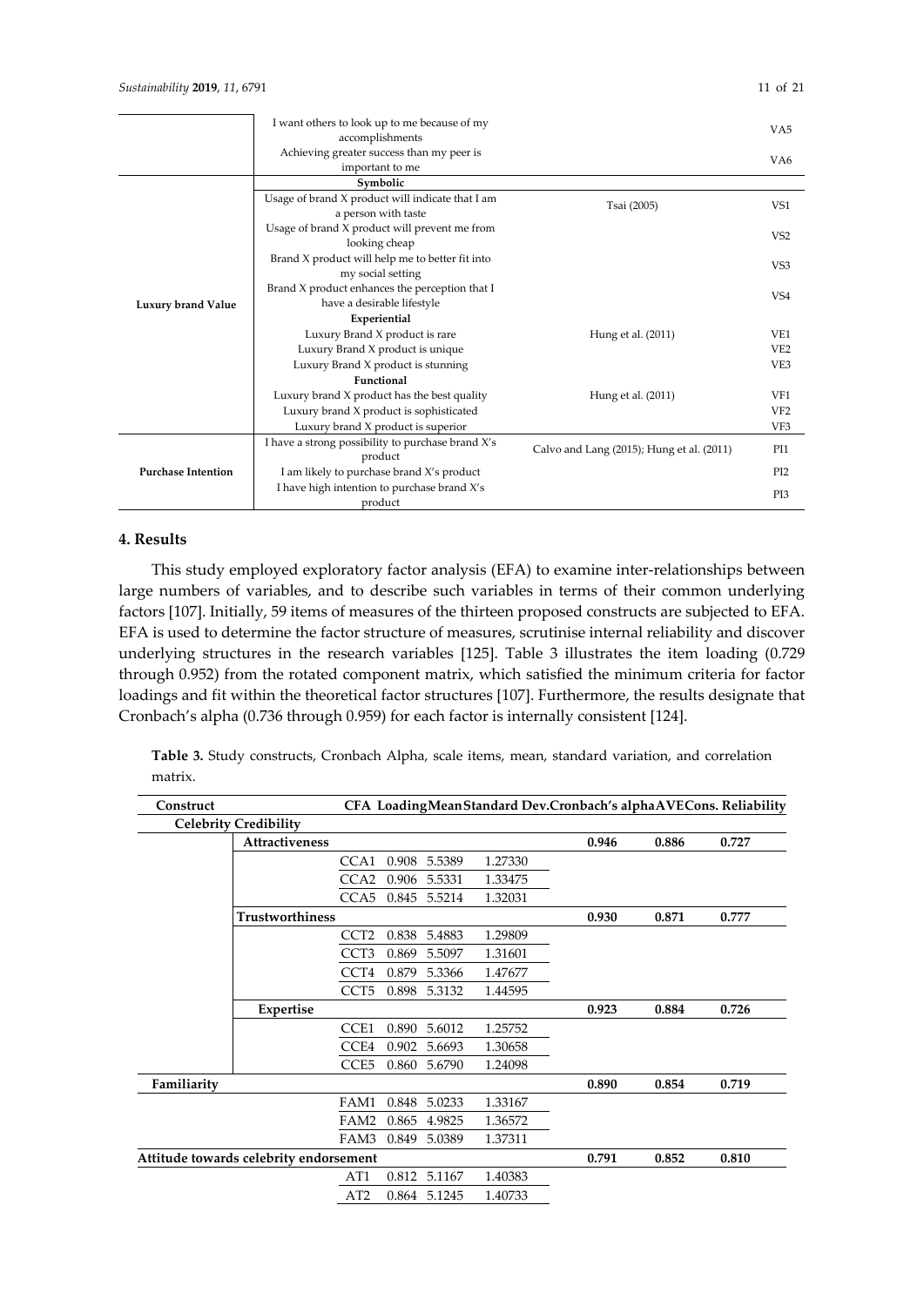| | | | |
|---|---|---|---|
| | I want others to look up to me because of my accomplishments | | VA5 |
| | Achieving greater success than my peer is important to me | | VA6 |
| Luxury brand Value | **Symbolic** | | |
| | Usage of brand X product will indicate that I am a person with taste | Tsai (2005) | VS1 |
| | Usage of brand X product will prevent me from looking cheap | | VS2 |
| | Brand X product will help me to better fit into my social setting | | VS3 |
| | Brand X product enhances the perception that I have a desirable lifestyle | | VS4 |
| | **Experiential** | | |
| | Luxury Brand X product is rare | Hung et al. (2011) | VE1 |
| | Luxury Brand X product is unique | | VE2 |
| | Luxury Brand X product is stunning | | VE3 |
| | **Functional** | | |
| | Luxury brand X product has the best quality | Hung et al. (2011) | VF1 |
| | Luxury brand X product is sophisticated | | VF2 |
| | Luxury brand X product is superior | | VF3 |
| Purchase Intention | I have a strong possibility to purchase brand X's product | Calvo and Lang (2015); Hung et al. (2011) | PI1 |
| | I am likely to purchase brand X's product | | PI2 |
| | I have high intention to purchase brand X's product | | PI3 |

## 4. Results

This study employed exploratory factor analysis (EFA) to examine inter-relationships between large numbers of variables, and to describe such variables in terms of their common underlying factors [107]. Initially, 59 items of measures of the thirteen proposed constructs are subjected to EFA. EFA is used to determine the factor structure of measures, scrutinise internal reliability and discover underlying structures in the research variables [125]. Table 3 illustrates the item loading (0.729 through 0.952) from the rotated component matrix, which satisfied the minimum criteria for factor loadings and fit within the theoretical factor structures [107]. Furthermore, the results designate that Cronbach's alpha (0.736 through 0.959) for each factor is internally consistent [124].

**Table 3.** Study constructs, Cronbach Alpha, scale items, mean, standard variation, and correlation matrix.

| Construct | | | CFA Loading | Mean | Standard Dev. | Cronbach's alpha | AVE | Cons. Reliability |
|---|---|---|---|---|---|---|---|---|
| **Celebrity Credibility** | | | | | | | | |
| | **Attractiveness** | | | | | 0.946 | 0.886 | 0.727 |
| | | CCA1 | 0.908 | 5.5389 | 1.27330 | | | |
| | | CCA2 | 0.906 | 5.5331 | 1.33475 | | | |
| | | CCA5 | 0.845 | 5.5214 | 1.32031 | | | |
| | **Trustworthiness** | | | | | 0.930 | 0.871 | 0.777 |
| | | CCT2 | 0.838 | 5.4883 | 1.29809 | | | |
| | | CCT3 | 0.869 | 5.5097 | 1.31601 | | | |
| | | CCT4 | 0.879 | 5.3366 | 1.47677 | | | |
| | | CCT5 | 0.898 | 5.3132 | 1.44595 | | | |
| | **Expertise** | | | | | 0.923 | 0.884 | 0.726 |
| | | CCE1 | 0.890 | 5.6012 | 1.25752 | | | |
| | | CCE4 | 0.902 | 5.6693 | 1.30658 | | | |
| | | CCE5 | 0.860 | 5.6790 | 1.24098 | | | |
| **Familiarity** | | | | | | 0.890 | 0.854 | 0.719 |
| | | FAM1 | 0.848 | 5.0233 | 1.33167 | | | |
| | | FAM2 | 0.865 | 4.9825 | 1.36572 | | | |
| | | FAM3 | 0.849 | 5.0389 | 1.37311 | | | |
| **Attitude towards celebrity endorsement** | | | | | | 0.791 | 0.852 | 0.810 |
| | | AT1 | 0.812 | 5.1167 | 1.40383 | | | |
| | | AT2 | 0.864 | 5.1245 | 1.40733 | | | |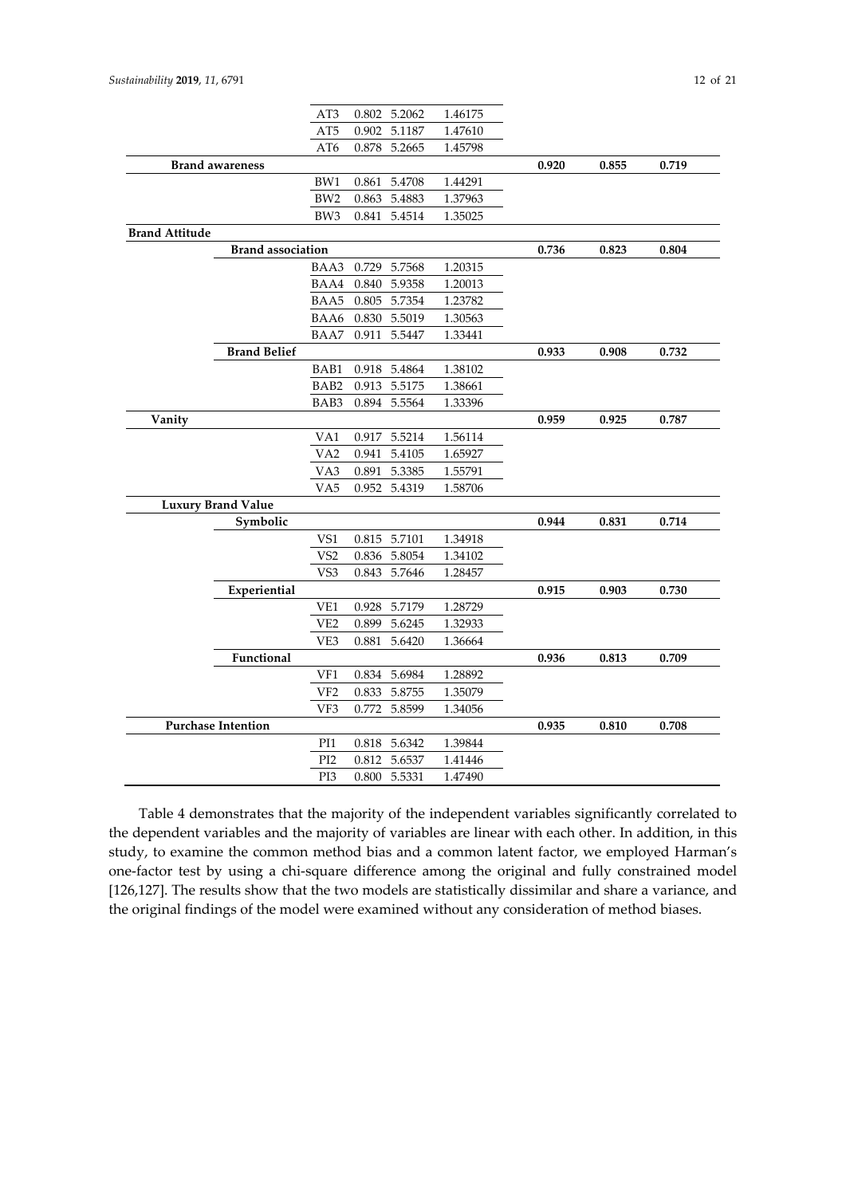| Construct | Item | Loading | Mean | SD | CR | Alpha | AVE |
|---|---|---|---|---|---|---|---|
| | AT3 | 0.802 | 5.2062 | 1.46175 | | | |
| | AT5 | 0.902 | 5.1187 | 1.47610 | | | |
| | AT6 | 0.878 | 5.2665 | 1.45798 | | | |
| **Brand awareness** | | | | | **0.920** | **0.855** | **0.719** |
| | BW1 | 0.861 | 5.4708 | 1.44291 | | | |
| | BW2 | 0.863 | 5.4883 | 1.37963 | | | |
| | BW3 | 0.841 | 5.4514 | 1.35025 | | | |
| **Brand Attitude** | | | | | | | |
| **Brand association** | | | | | **0.736** | **0.823** | **0.804** |
| | BAA3 | 0.729 | 5.7568 | 1.20315 | | | |
| | BAA4 | 0.840 | 5.9358 | 1.20013 | | | |
| | BAA5 | 0.805 | 5.7354 | 1.23782 | | | |
| | BAA6 | 0.830 | 5.5019 | 1.30563 | | | |
| | BAA7 | 0.911 | 5.5447 | 1.33441 | | | |
| **Brand Belief** | | | | | **0.933** | **0.908** | **0.732** |
| | BAB1 | 0.918 | 5.4864 | 1.38102 | | | |
| | BAB2 | 0.913 | 5.5175 | 1.38661 | | | |
| | BAB3 | 0.894 | 5.5564 | 1.33396 | | | |
| **Vanity** | | | | | **0.959** | **0.925** | **0.787** |
| | VA1 | 0.917 | 5.5214 | 1.56114 | | | |
| | VA2 | 0.941 | 5.4105 | 1.65927 | | | |
| | VA3 | 0.891 | 5.3385 | 1.55791 | | | |
| | VA5 | 0.952 | 5.4319 | 1.58706 | | | |
| **Luxury Brand Value** | | | | | | | |
| **Symbolic** | | | | | **0.944** | **0.831** | **0.714** |
| | VS1 | 0.815 | 5.7101 | 1.34918 | | | |
| | VS2 | 0.836 | 5.8054 | 1.34102 | | | |
| | VS3 | 0.843 | 5.7646 | 1.28457 | | | |
| **Experiential** | | | | | **0.915** | **0.903** | **0.730** |
| | VE1 | 0.928 | 5.7179 | 1.28729 | | | |
| | VE2 | 0.899 | 5.6245 | 1.32933 | | | |
| | VE3 | 0.881 | 5.6420 | 1.36664 | | | |
| **Functional** | | | | | **0.936** | **0.813** | **0.709** |
| | VF1 | 0.834 | 5.6984 | 1.28892 | | | |
| | VF2 | 0.833 | 5.8755 | 1.35079 | | | |
| | VF3 | 0.772 | 5.8599 | 1.34056 | | | |
| **Purchase Intention** | | | | | **0.935** | **0.810** | **0.708** |
| | PI1 | 0.818 | 5.6342 | 1.39844 | | | |
| | PI2 | 0.812 | 5.6537 | 1.41446 | | | |
| | PI3 | 0.800 | 5.5331 | 1.47490 | | | |

Table 4 demonstrates that the majority of the independent variables significantly correlated to the dependent variables and the majority of variables are linear with each other. In addition, in this study, to examine the common method bias and a common latent factor, we employed Harman's one-factor test by using a chi-square difference among the original and fully constrained model [126,127]. The results show that the two models are statistically dissimilar and share a variance, and the original findings of the model were examined without any consideration of method biases.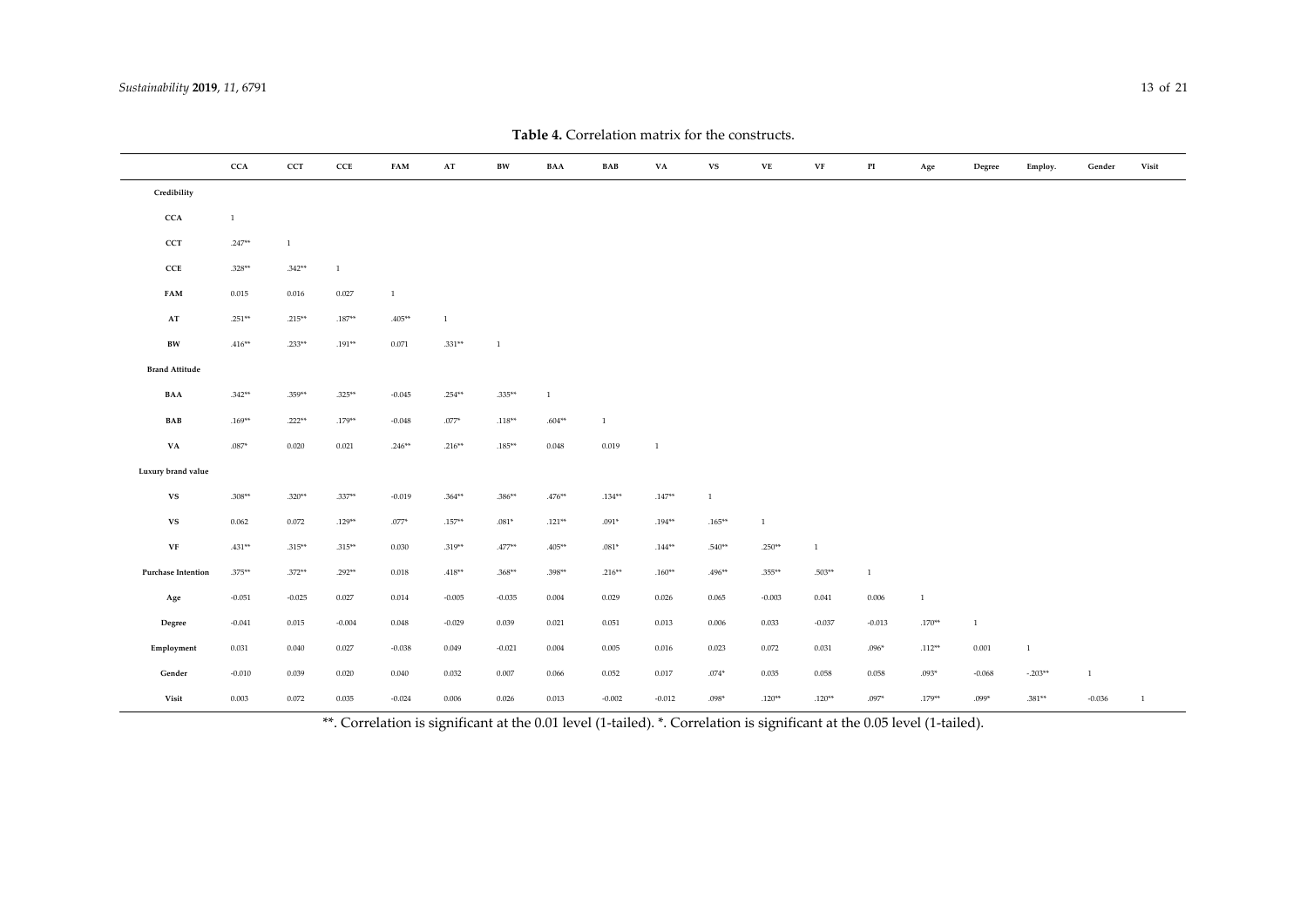**Table 4.** Correlation matrix for the constructs.

| | CCA | CCT | CCE | FAM | AT | BW | BAA | BAB | VA | VS | VE | VF | PI | Age | Degree | Employ. | Gender | Visit |
|---|---|---|---|---|---|---|---|---|---|---|---|---|---|---|---|---|---|---|
| **Credibility** | | | | | | | | | | | | | | | | | | |
| **CCA** | 1 | | | | | | | | | | | | | | | | | |
| **CCT** | .247** | 1 | | | | | | | | | | | | | | | | |
| **CCE** | .328** | .342** | 1 | | | | | | | | | | | | | | | |
| **FAM** | 0.015 | 0.016 | 0.027 | 1 | | | | | | | | | | | | | | |
| **AT** | .251** | .215** | .187** | .405** | 1 | | | | | | | | | | | | | |
| **BW** | .416** | .233** | .191** | 0.071 | .331** | 1 | | | | | | | | | | | | |
| **Brand Attitude** | | | | | | | | | | | | | | | | | | |
| **BAA** | .342** | .359** | .325** | -0.045 | .254** | .335** | 1 | | | | | | | | | | | |
| **BAB** | .169** | .222** | .179** | -0.048 | .077* | .118** | .604** | 1 | | | | | | | | | | |
| **VA** | .087* | 0.020 | 0.021 | .246** | .216** | .185** | 0.048 | 0.019 | 1 | | | | | | | | | |
| **Luxury brand value** | | | | | | | | | | | | | | | | | | |
| **VS** | .308** | .320** | .337** | -0.019 | .364** | .386** | .476** | .134** | .147** | 1 | | | | | | | | |
| **VS** | 0.062 | 0.072 | .129** | .077* | .157** | .081* | .121** | .091* | .194** | .165** | 1 | | | | | | | |
| **VF** | .431** | .315** | .315** | 0.030 | .319** | .477** | .405** | .081* | .144** | .540** | .250** | 1 | | | | | | |
| **Purchase Intention** | .375** | .372** | .292** | 0.018 | .418** | .368** | .398** | .216** | .160** | .496** | .355** | .503** | 1 | | | | | |
| **Age** | -0.051 | -0.025 | 0.027 | 0.014 | -0.005 | -0.035 | 0.004 | 0.029 | 0.026 | 0.065 | -0.003 | 0.041 | 0.006 | 1 | | | | |
| **Degree** | -0.041 | 0.015 | -0.004 | 0.048 | -0.029 | 0.039 | 0.021 | 0.051 | 0.013 | 0.006 | 0.033 | -0.037 | -0.013 | .170** | 1 | | | |
| **Employment** | 0.031 | 0.040 | 0.027 | -0.038 | 0.049 | -0.021 | 0.004 | 0.005 | 0.016 | 0.023 | 0.072 | 0.031 | .096* | .112** | 0.001 | 1 | | |
| **Gender** | -0.010 | 0.039 | 0.020 | 0.040 | 0.032 | 0.007 | 0.066 | 0.052 | 0.017 | .074* | 0.035 | 0.058 | 0.058 | .093* | -0.068 | -.203** | 1 | |
| **Visit** | 0.003 | 0.072 | 0.035 | -0.024 | 0.006 | 0.026 | 0.013 | -0.002 | -0.012 | .098* | .120** | .120** | .097* | .179** | .099* | .381** | -0.036 | 1 |

**. Correlation is significant at the 0.01 level (1-tailed). *. Correlation is significant at the 0.05 level (1-tailed).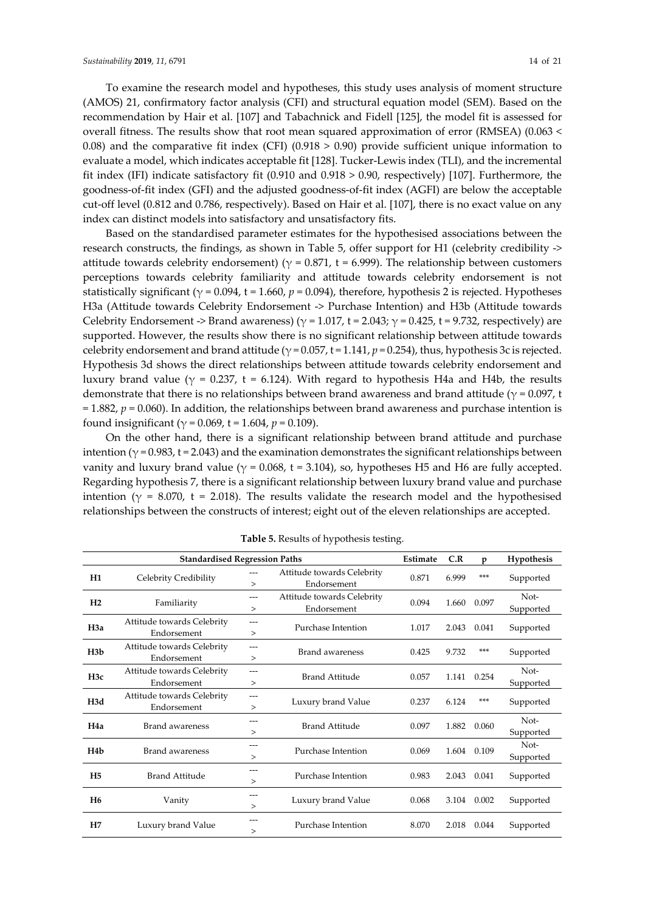To examine the research model and hypotheses, this study uses analysis of moment structure (AMOS) 21, confirmatory factor analysis (CFI) and structural equation model (SEM). Based on the recommendation by Hair et al. [107] and Tabachnick and Fidell [125], the model fit is assessed for overall fitness. The results show that root mean squared approximation of error (RMSEA) ($0.063 < 0.08$) and the comparative fit index (CFI) ($0.918 > 0.90$) provide sufficient unique information to evaluate a model, which indicates acceptable fit [128]. Tucker-Lewis index (TLI), and the incremental fit index (IFI) indicate satisfactory fit (0.910 and $0.918 > 0.90$, respectively) [107]. Furthermore, the goodness-of-fit index (GFI) and the adjusted goodness-of-fit index (AGFI) are below the acceptable cut-off level (0.812 and 0.786, respectively). Based on Hair et al. [107], there is no exact value on any index can distinct models into satisfactory and unsatisfactory fits.

Based on the standardised parameter estimates for the hypothesised associations between the research constructs, the findings, as shown in Table 5, offer support for H1 (celebrity credibility -> attitude towards celebrity endorsement) ($\gamma = 0.871$, $t = 6.999$). The relationship between customers perceptions towards celebrity familiarity and attitude towards celebrity endorsement is not statistically significant ($\gamma = 0.094$, $t = 1.660$, $p = 0.094$), therefore, hypothesis 2 is rejected. Hypotheses H3a (Attitude towards Celebrity Endorsement -> Purchase Intention) and H3b (Attitude towards Celebrity Endorsement -> Brand awareness) ($\gamma = 1.017$, $t = 2.043$; $\gamma = 0.425$, $t = 9.732$, respectively) are supported. However, the results show there is no significant relationship between attitude towards celebrity endorsement and brand attitude ($\gamma = 0.057$, $t = 1.141$, $p = 0.254$), thus, hypothesis 3c is rejected. Hypothesis 3d shows the direct relationships between attitude towards celebrity endorsement and luxury brand value ($\gamma = 0.237$, $t = 6.124$). With regard to hypothesis H4a and H4b, the results demonstrate that there is no relationships between brand awareness and brand attitude ($\gamma = 0.097$, $t = 1.882$, $p = 0.060$). In addition, the relationships between brand awareness and purchase intention is found insignificant ($\gamma = 0.069$, $t = 1.604$, $p = 0.109$).

On the other hand, there is a significant relationship between brand attitude and purchase intention ($\gamma = 0.983$, $t = 2.043$) and the examination demonstrates the significant relationships between vanity and luxury brand value ($\gamma = 0.068$, $t = 3.104$), so, hypotheses H5 and H6 are fully accepted. Regarding hypothesis 7, there is a significant relationship between luxury brand value and purchase intention ($\gamma = 8.070$, $t = 2.018$). The results validate the research model and the hypothesised relationships between the constructs of interest; eight out of the eleven relationships are accepted.

**Table 5.** Results of hypothesis testing.

| | Standardised Regression Paths | | | Estimate | C.R | p | Hypothesis |
|---|---|---|---|---|---|---|---|
| **H1** | Celebrity Credibility | ---> | Attitude towards Celebrity Endorsement | 0.871 | 6.999 | *** | Supported |
| **H2** | Familiarity | ---> | Attitude towards Celebrity Endorsement | 0.094 | 1.660 | 0.097 | Not-Supported |
| **H3a** | Attitude towards Celebrity Endorsement | ---> | Purchase Intention | 1.017 | 2.043 | 0.041 | Supported |
| **H3b** | Attitude towards Celebrity Endorsement | ---> | Brand awareness | 0.425 | 9.732 | *** | Supported |
| **H3c** | Attitude towards Celebrity Endorsement | ---> | Brand Attitude | 0.057 | 1.141 | 0.254 | Not-Supported |
| **H3d** | Attitude towards Celebrity Endorsement | ---> | Luxury brand Value | 0.237 | 6.124 | *** | Supported |
| **H4a** | Brand awareness | ---> | Brand Attitude | 0.097 | 1.882 | 0.060 | Not-Supported |
| **H4b** | Brand awareness | ---> | Purchase Intention | 0.069 | 1.604 | 0.109 | Not-Supported |
| **H5** | Brand Attitude | ---> | Purchase Intention | 0.983 | 2.043 | 0.041 | Supported |
| **H6** | Vanity | ---> | Luxury brand Value | 0.068 | 3.104 | 0.002 | Supported |
| **H7** | Luxury brand Value | ---> | Purchase Intention | 8.070 | 2.018 | 0.044 | Supported |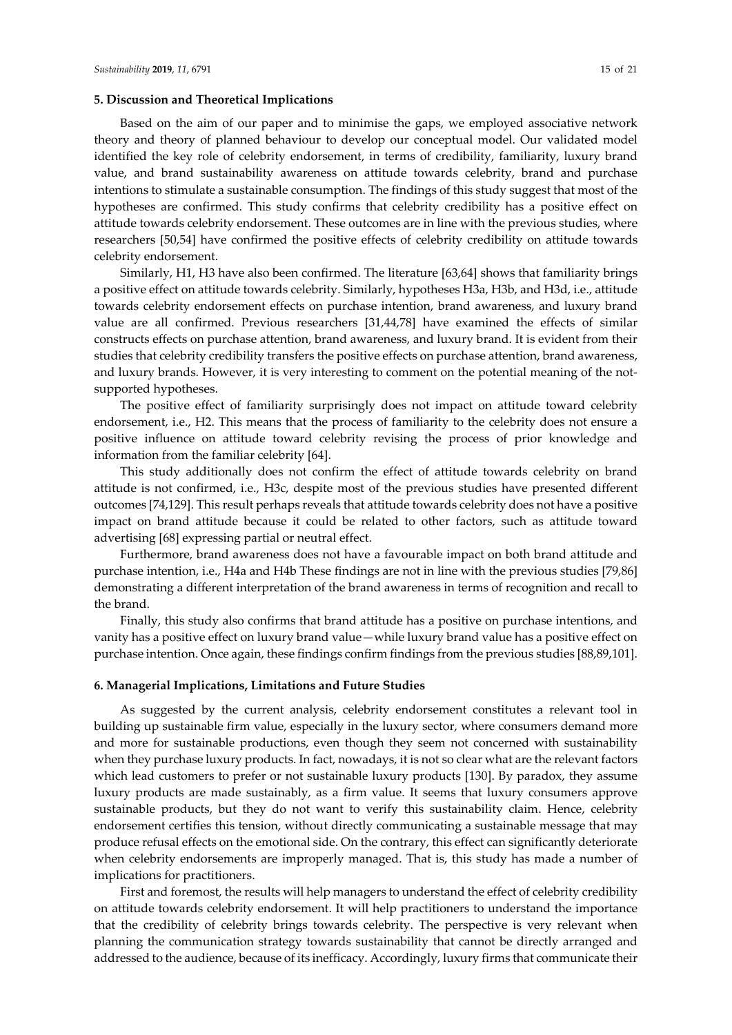## 5. Discussion and Theoretical Implications

Based on the aim of our paper and to minimise the gaps, we employed associative network theory and theory of planned behaviour to develop our conceptual model. Our validated model identified the key role of celebrity endorsement, in terms of credibility, familiarity, luxury brand value, and brand sustainability awareness on attitude towards celebrity, brand and purchase intentions to stimulate a sustainable consumption. The findings of this study suggest that most of the hypotheses are confirmed. This study confirms that celebrity credibility has a positive effect on attitude towards celebrity endorsement. These outcomes are in line with the previous studies, where researchers [50,54] have confirmed the positive effects of celebrity credibility on attitude towards celebrity endorsement.

Similarly, H1, H3 have also been confirmed. The literature [63,64] shows that familiarity brings a positive effect on attitude towards celebrity. Similarly, hypotheses H3a, H3b, and H3d, i.e., attitude towards celebrity endorsement effects on purchase intention, brand awareness, and luxury brand value are all confirmed. Previous researchers [31,44,78] have examined the effects of similar constructs effects on purchase attention, brand awareness, and luxury brand. It is evident from their studies that celebrity credibility transfers the positive effects on purchase attention, brand awareness, and luxury brands. However, it is very interesting to comment on the potential meaning of the not-supported hypotheses.

The positive effect of familiarity surprisingly does not impact on attitude toward celebrity endorsement, i.e., H2. This means that the process of familiarity to the celebrity does not ensure a positive influence on attitude toward celebrity revising the process of prior knowledge and information from the familiar celebrity [64].

This study additionally does not confirm the effect of attitude towards celebrity on brand attitude is not confirmed, i.e., H3c, despite most of the previous studies have presented different outcomes [74,129]. This result perhaps reveals that attitude towards celebrity does not have a positive impact on brand attitude because it could be related to other factors, such as attitude toward advertising [68] expressing partial or neutral effect.

Furthermore, brand awareness does not have a favourable impact on both brand attitude and purchase intention, i.e., H4a and H4b These findings are not in line with the previous studies [79,86] demonstrating a different interpretation of the brand awareness in terms of recognition and recall to the brand.

Finally, this study also confirms that brand attitude has a positive on purchase intentions, and vanity has a positive effect on luxury brand value—while luxury brand value has a positive effect on purchase intention. Once again, these findings confirm findings from the previous studies [88,89,101].

## 6. Managerial Implications, Limitations and Future Studies

As suggested by the current analysis, celebrity endorsement constitutes a relevant tool in building up sustainable firm value, especially in the luxury sector, where consumers demand more and more for sustainable productions, even though they seem not concerned with sustainability when they purchase luxury products. In fact, nowadays, it is not so clear what are the relevant factors which lead customers to prefer or not sustainable luxury products [130]. By paradox, they assume luxury products are made sustainably, as a firm value. It seems that luxury consumers approve sustainable products, but they do not want to verify this sustainability claim. Hence, celebrity endorsement certifies this tension, without directly communicating a sustainable message that may produce refusal effects on the emotional side. On the contrary, this effect can significantly deteriorate when celebrity endorsements are improperly managed. That is, this study has made a number of implications for practitioners.

First and foremost, the results will help managers to understand the effect of celebrity credibility on attitude towards celebrity endorsement. It will help practitioners to understand the importance that the credibility of celebrity brings towards celebrity. The perspective is very relevant when planning the communication strategy towards sustainability that cannot be directly arranged and addressed to the audience, because of its inefficacy. Accordingly, luxury firms that communicate their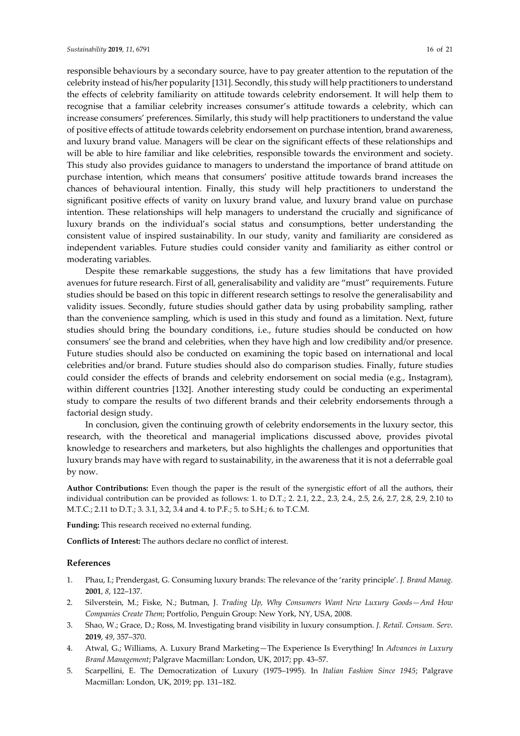responsible behaviours by a secondary source, have to pay greater attention to the reputation of the celebrity instead of his/her popularity [131]. Secondly, this study will help practitioners to understand the effects of celebrity familiarity on attitude towards celebrity endorsement. It will help them to recognise that a familiar celebrity increases consumer's attitude towards a celebrity, which can increase consumers' preferences. Similarly, this study will help practitioners to understand the value of positive effects of attitude towards celebrity endorsement on purchase intention, brand awareness, and luxury brand value. Managers will be clear on the significant effects of these relationships and will be able to hire familiar and like celebrities, responsible towards the environment and society. This study also provides guidance to managers to understand the importance of brand attitude on purchase intention, which means that consumers' positive attitude towards brand increases the chances of behavioural intention. Finally, this study will help practitioners to understand the significant positive effects of vanity on luxury brand value, and luxury brand value on purchase intention. These relationships will help managers to understand the crucially and significance of luxury brands on the individual's social status and consumptions, better understanding the consistent value of inspired sustainability. In our study, vanity and familiarity are considered as independent variables. Future studies could consider vanity and familiarity as either control or moderating variables.

Despite these remarkable suggestions, the study has a few limitations that have provided avenues for future research. First of all, generalisability and validity are "must" requirements. Future studies should be based on this topic in different research settings to resolve the generalisability and validity issues. Secondly, future studies should gather data by using probability sampling, rather than the convenience sampling, which is used in this study and found as a limitation. Next, future studies should bring the boundary conditions, i.e., future studies should be conducted on how consumers' see the brand and celebrities, when they have high and low credibility and/or presence. Future studies should also be conducted on examining the topic based on international and local celebrities and/or brand. Future studies should also do comparison studies. Finally, future studies could consider the effects of brands and celebrity endorsement on social media (e.g., Instagram), within different countries [132]. Another interesting study could be conducting an experimental study to compare the results of two different brands and their celebrity endorsements through a factorial design study.

In conclusion, given the continuing growth of celebrity endorsements in the luxury sector, this research, with the theoretical and managerial implications discussed above, provides pivotal knowledge to researchers and marketers, but also highlights the challenges and opportunities that luxury brands may have with regard to sustainability, in the awareness that it is not a deferrable goal by now.

**Author Contributions:** Even though the paper is the result of the synergistic effort of all the authors, their individual contribution can be provided as follows: 1. to D.T.; 2. 2.1, 2.2., 2.3, 2.4., 2.5, 2.6, 2.7, 2.8, 2.9, 2.10 to M.T.C.; 2.11 to D.T.; 3. 3.1, 3.2, 3.4 and 4. to P.F.; 5. to S.H.; 6. to T.C.M.

**Funding:** This research received no external funding.

**Conflicts of Interest:** The authors declare no conflict of interest.

## References

1. Phau, I.; Prendergast, G. Consuming luxury brands: The relevance of the 'rarity principle'. *J. Brand Manag.* **2001**, *8*, 122–137.
2. Silverstein, M.; Fiske, N.; Butman, J. *Trading Up, Why Consumers Want New Luxury Goods—And How Companies Create Them*; Portfolio, Penguin Group: New York, NY, USA, 2008.
3. Shao, W.; Grace, D.; Ross, M. Investigating brand visibility in luxury consumption. *J. Retail. Consum. Serv.* **2019**, *49*, 357–370.
4. Atwal, G.; Williams, A. Luxury Brand Marketing—The Experience Is Everything! In *Advances in Luxury Brand Management*; Palgrave Macmillan: London, UK, 2017; pp. 43–57.
5. Scarpellini, E. The Democratization of Luxury (1975–1995). In *Italian Fashion Since 1945*; Palgrave Macmillan: London, UK, 2019; pp. 131–182.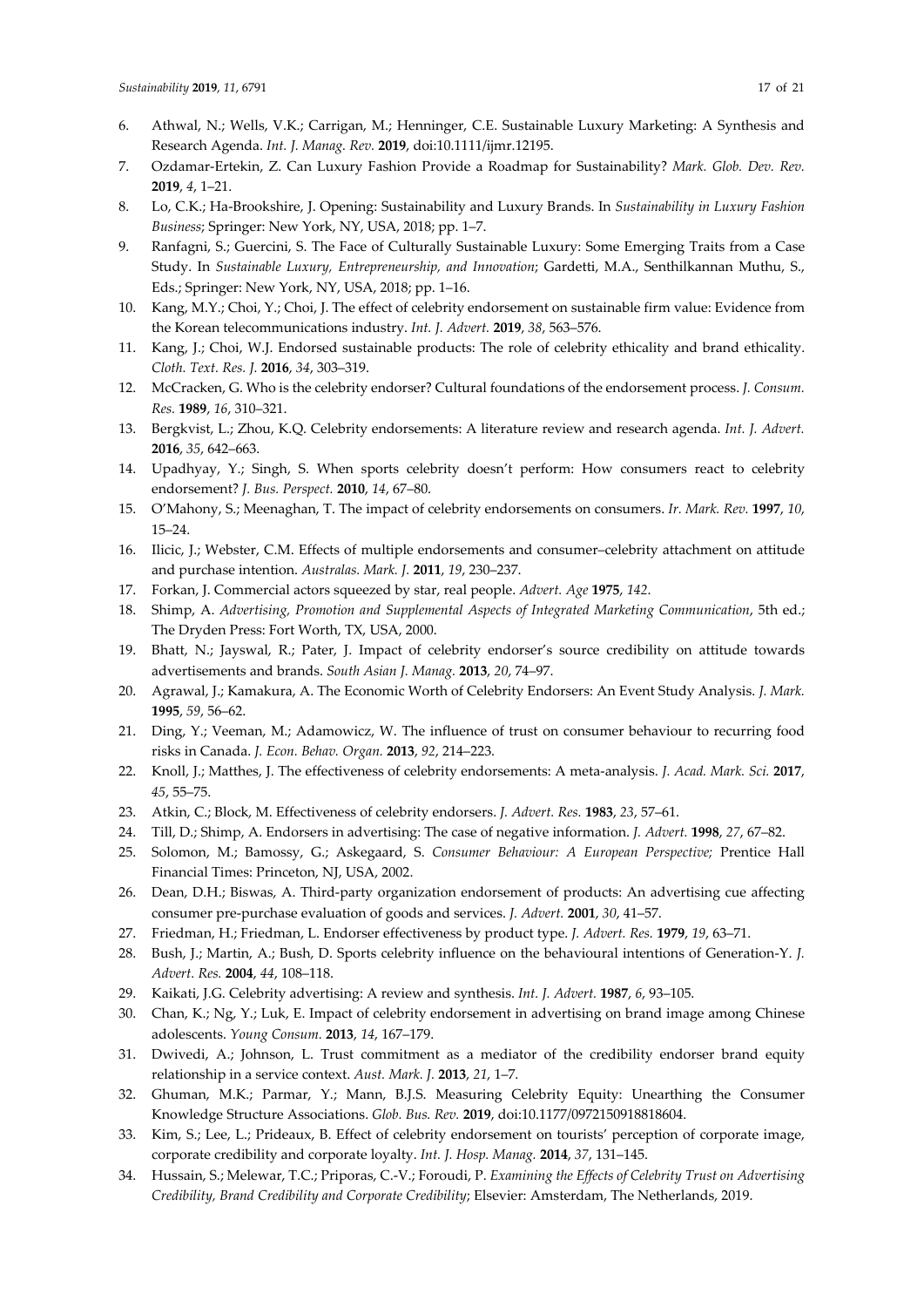6. Athwal, N.; Wells, V.K.; Carrigan, M.; Henninger, C.E. Sustainable Luxury Marketing: A Synthesis and Research Agenda. *Int. J. Manag. Rev.* **2019**, doi:10.1111/ijmr.12195.
7. Ozdamar-Ertekin, Z. Can Luxury Fashion Provide a Roadmap for Sustainability? *Mark. Glob. Dev. Rev.* **2019**, *4*, 1–21.
8. Lo, C.K.; Ha-Brookshire, J. Opening: Sustainability and Luxury Brands. In *Sustainability in Luxury Fashion Business*; Springer: New York, NY, USA, 2018; pp. 1–7.
9. Ranfagni, S.; Guercini, S. The Face of Culturally Sustainable Luxury: Some Emerging Traits from a Case Study. In *Sustainable Luxury, Entrepreneurship, and Innovation*; Gardetti, M.A., Senthilkannan Muthu, S., Eds.; Springer: New York, NY, USA, 2018; pp. 1–16.
10. Kang, M.Y.; Choi, Y.; Choi, J. The effect of celebrity endorsement on sustainable firm value: Evidence from the Korean telecommunications industry. *Int. J. Advert.* **2019**, *38*, 563–576.
11. Kang, J.; Choi, W.J. Endorsed sustainable products: The role of celebrity ethicality and brand ethicality. *Cloth. Text. Res. J.* **2016**, *34*, 303–319.
12. McCracken, G. Who is the celebrity endorser? Cultural foundations of the endorsement process. *J. Consum. Res.* **1989**, *16*, 310–321.
13. Bergkvist, L.; Zhou, K.Q. Celebrity endorsements: A literature review and research agenda. *Int. J. Advert.* **2016**, *35*, 642–663.
14. Upadhyay, Y.; Singh, S. When sports celebrity doesn't perform: How consumers react to celebrity endorsement? *J. Bus. Perspect.* **2010**, *14*, 67–80.
15. O'Mahony, S.; Meenaghan, T. The impact of celebrity endorsements on consumers. *Ir. Mark. Rev.* **1997**, *10*, 15–24.
16. Ilicic, J.; Webster, C.M. Effects of multiple endorsements and consumer–celebrity attachment on attitude and purchase intention. *Australas. Mark. J.* **2011**, *19*, 230–237.
17. Forkan, J. Commercial actors squeezed by star, real people. *Advert. Age* **1975**, *142*.
18. Shimp, A. *Advertising, Promotion and Supplemental Aspects of Integrated Marketing Communication*, 5th ed.; The Dryden Press: Fort Worth, TX, USA, 2000.
19. Bhatt, N.; Jayswal, R.; Pater, J. Impact of celebrity endorser's source credibility on attitude towards advertisements and brands. *South Asian J. Manag.* **2013**, *20*, 74–97.
20. Agrawal, J.; Kamakura, A. The Economic Worth of Celebrity Endorsers: An Event Study Analysis. *J. Mark.* **1995**, *59*, 56–62.
21. Ding, Y.; Veeman, M.; Adamowicz, W. The influence of trust on consumer behaviour to recurring food risks in Canada. *J. Econ. Behav. Organ.* **2013**, *92*, 214–223.
22. Knoll, J.; Matthes, J. The effectiveness of celebrity endorsements: A meta-analysis. *J. Acad. Mark. Sci.* **2017**, *45*, 55–75.
23. Atkin, C.; Block, M. Effectiveness of celebrity endorsers. *J. Advert. Res.* **1983**, *23*, 57–61.
24. Till, D.; Shimp, A. Endorsers in advertising: The case of negative information. *J. Advert.* **1998**, *27*, 67–82.
25. Solomon, M.; Bamossy, G.; Askegaard, S. *Consumer Behaviour: A European Perspective;* Prentice Hall Financial Times: Princeton, NJ, USA, 2002.
26. Dean, D.H.; Biswas, A. Third-party organization endorsement of products: An advertising cue affecting consumer pre-purchase evaluation of goods and services. *J. Advert.* **2001**, *30*, 41–57.
27. Friedman, H.; Friedman, L. Endorser effectiveness by product type. *J. Advert. Res.* **1979**, *19*, 63–71.
28. Bush, J.; Martin, A.; Bush, D. Sports celebrity influence on the behavioural intentions of Generation-Y. *J. Advert. Res.* **2004**, *44*, 108–118.
29. Kaikati, J.G. Celebrity advertising: A review and synthesis. *Int. J. Advert.* **1987**, *6*, 93–105.
30. Chan, K.; Ng, Y.; Luk, E. Impact of celebrity endorsement in advertising on brand image among Chinese adolescents. *Young Consum.* **2013**, *14*, 167–179.
31. Dwivedi, A.; Johnson, L. Trust commitment as a mediator of the credibility endorser brand equity relationship in a service context. *Aust. Mark. J.* **2013**, *21*, 1–7.
32. Ghuman, M.K.; Parmar, Y.; Mann, B.J.S. Measuring Celebrity Equity: Unearthing the Consumer Knowledge Structure Associations. *Glob. Bus. Rev.* **2019**, doi:10.1177/0972150918818604.
33. Kim, S.; Lee, L.; Prideaux, B. Effect of celebrity endorsement on tourists' perception of corporate image, corporate credibility and corporate loyalty. *Int. J. Hosp. Manag.* **2014**, *37*, 131–145.
34. Hussain, S.; Melewar, T.C.; Priporas, C.-V.; Foroudi, P. *Examining the Effects of Celebrity Trust on Advertising Credibility, Brand Credibility and Corporate Credibility*; Elsevier: Amsterdam, The Netherlands, 2019.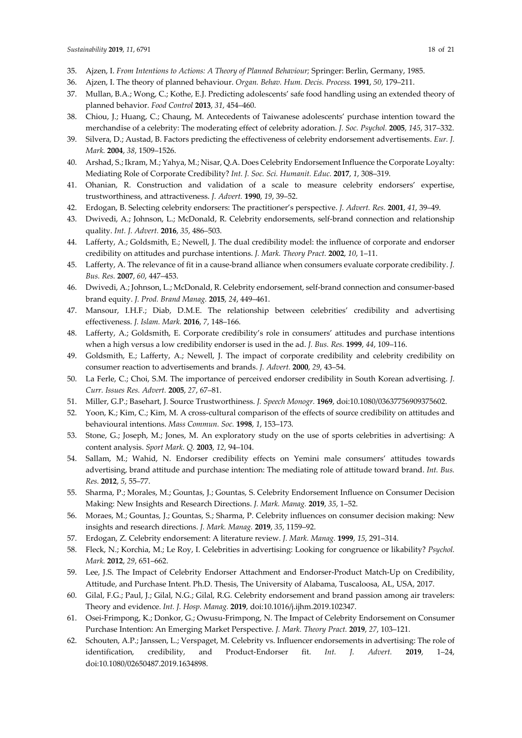35. Ajzen, I. *From Intentions to Actions: A Theory of Planned Behaviour*; Springer: Berlin, Germany, 1985.
36. Ajzen, I. The theory of planned behaviour. *Organ. Behav. Hum. Decis. Process.* **1991**, *50*, 179–211.
37. Mullan, B.A.; Wong, C.; Kothe, E.J. Predicting adolescents' safe food handling using an extended theory of planned behavior. *Food Control* **2013**, *31*, 454–460.
38. Chiou, J.; Huang, C.; Chaung, M. Antecedents of Taiwanese adolescents' purchase intention toward the merchandise of a celebrity: The moderating effect of celebrity adoration. *J. Soc. Psychol.* **2005**, *145*, 317–332.
39. Silvera, D.; Austad, B. Factors predicting the effectiveness of celebrity endorsement advertisements. *Eur. J. Mark.* **2004**, *38*, 1509–1526.
40. Arshad, S.; Ikram, M.; Yahya, M.; Nisar, Q.A. Does Celebrity Endorsement Influence the Corporate Loyalty: Mediating Role of Corporate Credibility? *Int. J. Soc. Sci. Humanit. Educ.* **2017**, *1*, 308–319.
41. Ohanian, R. Construction and validation of a scale to measure celebrity endorsers' expertise, trustworthiness, and attractiveness. *J. Advert.* **1990**, *19*, 39–52.
42. Erdogan, B. Selecting celebrity endorsers: The practitioner's perspective. *J. Advert. Res.* **2001**, *41*, 39–49.
43. Dwivedi, A.; Johnson, L.; McDonald, R. Celebrity endorsements, self-brand connection and relationship quality. *Int. J. Advert.* **2016**, *35*, 486–503.
44. Lafferty, A.; Goldsmith, E.; Newell, J. The dual credibility model: the influence of corporate and endorser credibility on attitudes and purchase intentions. *J. Mark. Theory Pract.* **2002**, *10*, 1–11.
45. Lafferty, A. The relevance of fit in a cause-brand alliance when consumers evaluate corporate credibility. *J. Bus. Res.* **2007**, *60*, 447–453.
46. Dwivedi, A.; Johnson, L.; McDonald, R. Celebrity endorsement, self-brand connection and consumer-based brand equity. *J. Prod. Brand Manag.* **2015**, *24*, 449–461.
47. Mansour, I.H.F.; Diab, D.M.E. The relationship between celebrities' credibility and advertising effectiveness. *J. Islam. Mark.* **2016**, *7*, 148–166.
48. Lafferty, A.; Goldsmith, E. Corporate credibility's role in consumers' attitudes and purchase intentions when a high versus a low credibility endorser is used in the ad. *J. Bus. Res.* **1999**, *44*, 109–116.
49. Goldsmith, E.; Lafferty, A.; Newell, J. The impact of corporate credibility and celebrity credibility on consumer reaction to advertisements and brands. *J. Advert.* **2000**, *29*, 43–54.
50. La Ferle, C.; Choi, S.M. The importance of perceived endorser credibility in South Korean advertising. *J. Curr. Issues Res. Advert.* **2005**, *27*, 67–81.
51. Miller, G.P.; Basehart, J. Source Trustworthiness. *J. Speech Monogr.* **1969**, doi:10.1080/03637756909375602.
52. Yoon, K.; Kim, C.; Kim, M. A cross-cultural comparison of the effects of source credibility on attitudes and behavioural intentions. *Mass Commun. Soc.* **1998**, *1*, 153–173.
53. Stone, G.; Joseph, M.; Jones, M. An exploratory study on the use of sports celebrities in advertising: A content analysis. *Sport Mark. Q.* **2003**, *12*, 94–104.
54. Sallam, M.; Wahid, N. Endorser credibility effects on Yemini male consumers' attitudes towards advertising, brand attitude and purchase intention: The mediating role of attitude toward brand. *Int. Bus. Res.* **2012**, *5*, 55–77.
55. Sharma, P.; Morales, M.; Gountas, J.; Gountas, S. Celebrity Endorsement Influence on Consumer Decision Making: New Insights and Research Directions. *J. Mark. Manag.* **2019**, *35*, 1–52.
56. Moraes, M.; Gountas, J.; Gountas, S.; Sharma, P. Celebrity influences on consumer decision making: New insights and research directions. *J. Mark. Manag.* **2019**, *35*, 1159–92.
57. Erdogan, Z. Celebrity endorsement: A literature review. *J. Mark. Manag.* **1999**, *15*, 291–314.
58. Fleck, N.; Korchia, M.; Le Roy, I. Celebrities in advertising: Looking for congruence or likability? *Psychol. Mark.* **2012**, *29*, 651–662.
59. Lee, J.S. The Impact of Celebrity Endorser Attachment and Endorser-Product Match-Up on Credibility, Attitude, and Purchase Intent. Ph.D. Thesis, The University of Alabama, Tuscaloosa, AL, USA, 2017.
60. Gilal, F.G.; Paul, J.; Gilal, N.G.; Gilal, R.G. Celebrity endorsement and brand passion among air travelers: Theory and evidence. *Int. J. Hosp. Manag.* **2019**, doi:10.1016/j.ijhm.2019.102347.
61. Osei-Frimpong, K.; Donkor, G.; Owusu-Frimpong, N. The Impact of Celebrity Endorsement on Consumer Purchase Intention: An Emerging Market Perspective. *J. Mark. Theory Pract.* **2019**, *27*, 103–121.
62. Schouten, A.P.; Janssen, L.; Verspaget, M. Celebrity vs. Influencer endorsements in advertising: The role of identification, credibility, and Product-Endorser fit. *Int. J. Advert.* **2019**, 1–24, doi:10.1080/02650487.2019.1634898.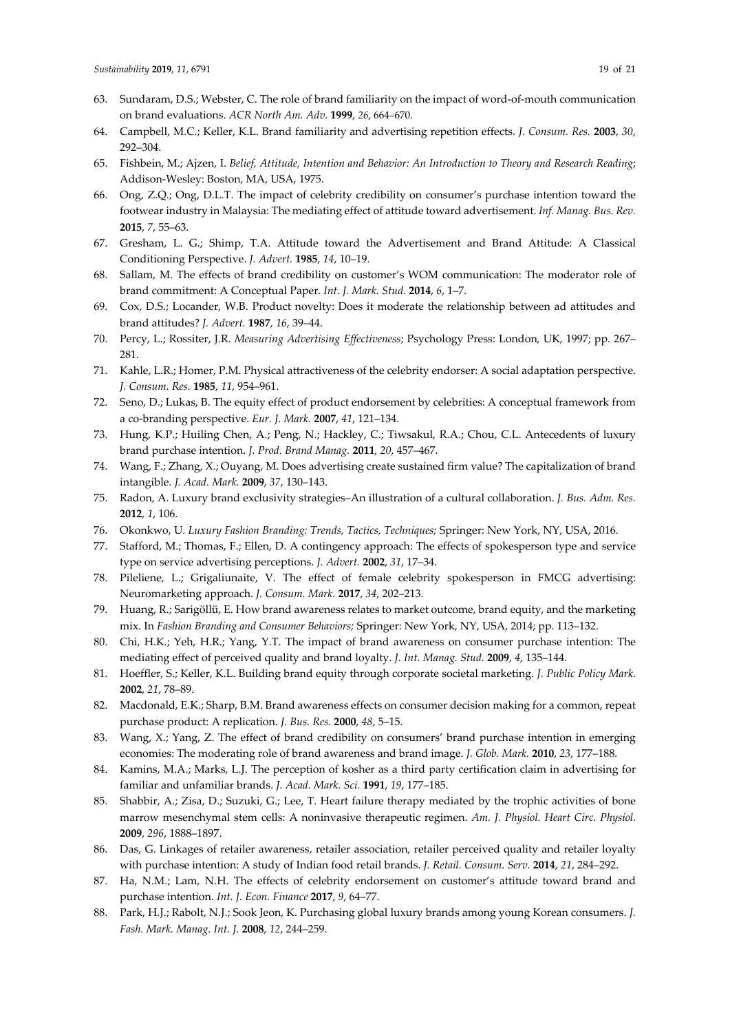63. Sundaram, D.S.; Webster, C. The role of brand familiarity on the impact of word-of-mouth communication on brand evaluations. *ACR North Am. Adv.* **1999**, *26*, 664–670.
64. Campbell, M.C.; Keller, K.L. Brand familiarity and advertising repetition effects. *J. Consum. Res.* **2003**, *30*, 292–304.
65. Fishbein, M.; Ajzen, I. *Belief, Attitude, Intention and Behavior: An Introduction to Theory and Research Reading*; Addison-Wesley: Boston, MA, USA, 1975.
66. Ong, Z.Q.; Ong, D.L.T. The impact of celebrity credibility on consumer's purchase intention toward the footwear industry in Malaysia: The mediating effect of attitude toward advertisement. *Inf. Manag. Bus. Rev.* **2015**, *7*, 55–63.
67. Gresham, L. G.; Shimp, T.A. Attitude toward the Advertisement and Brand Attitude: A Classical Conditioning Perspective. *J. Advert.* **1985**, *14*, 10–19.
68. Sallam, M. The effects of brand credibility on customer's WOM communication: The moderator role of brand commitment: A Conceptual Paper. *Int. J. Mark. Stud.* **2014**, *6*, 1–7.
69. Cox, D.S.; Locander, W.B. Product novelty: Does it moderate the relationship between ad attitudes and brand attitudes? *J. Advert.* **1987**, *16*, 39–44.
70. Percy, L.; Rossiter, J.R. *Measuring Advertising Effectiveness*; Psychology Press: London, UK, 1997; pp. 267–281.
71. Kahle, L.R.; Homer, P.M. Physical attractiveness of the celebrity endorser: A social adaptation perspective. *J. Consum. Res.* **1985**, *11*, 954–961.
72. Seno, D.; Lukas, B. The equity effect of product endorsement by celebrities: A conceptual framework from a co-branding perspective. *Eur. J. Mark.* **2007**, *41*, 121–134.
73. Hung, K.P.; Huiling Chen, A.; Peng, N.; Hackley, C.; Tiwsakul, R.A.; Chou, C.L. Antecedents of luxury brand purchase intention. *J. Prod. Brand Manag.* **2011**, *20*, 457–467.
74. Wang, F.; Zhang, X.; Ouyang, M. Does advertising create sustained firm value? The capitalization of brand intangible. *J. Acad. Mark.* **2009**, *37*, 130–143.
75. Radon, A. Luxury brand exclusivity strategies–An illustration of a cultural collaboration. *J. Bus. Adm. Res.* **2012**, *1*, 106.
76. Okonkwo, U. *Luxury Fashion Branding: Trends, Tactics, Techniques;* Springer: New York, NY, USA, 2016.
77. Stafford, M.; Thomas, F.; Ellen, D. A contingency approach: The effects of spokesperson type and service type on service advertising perceptions. *J. Advert.* **2002**, *31*, 17–34.
78. Pileliene, L.; Grigaliunaite, V. The effect of female celebrity spokesperson in FMCG advertising: Neuromarketing approach. *J. Consum. Mark.* **2017**, *34*, 202–213.
79. Huang, R.; Sarigöllü, E. How brand awareness relates to market outcome, brand equity, and the marketing mix. In *Fashion Branding and Consumer Behaviors;* Springer: New York, NY, USA, 2014; pp. 113–132.
80. Chi, H.K.; Yeh, H.R.; Yang, Y.T. The impact of brand awareness on consumer purchase intention: The mediating effect of perceived quality and brand loyalty. *J. Int. Manag. Stud.* **2009**, *4*, 135–144.
81. Hoeffler, S.; Keller, K.L. Building brand equity through corporate societal marketing. *J. Public Policy Mark.* **2002**, *21*, 78–89.
82. Macdonald, E.K.; Sharp, B.M. Brand awareness effects on consumer decision making for a common, repeat purchase product: A replication. *J. Bus. Res.* **2000**, *48*, 5–15.
83. Wang, X.; Yang, Z. The effect of brand credibility on consumers' brand purchase intention in emerging economies: The moderating role of brand awareness and brand image. *J. Glob. Mark.* **2010**, *23*, 177–188.
84. Kamins, M.A.; Marks, L.J. The perception of kosher as a third party certification claim in advertising for familiar and unfamiliar brands. *J. Acad. Mark. Sci.* **1991**, *19*, 177–185.
85. Shabbir, A.; Zisa, D.; Suzuki, G.; Lee, T. Heart failure therapy mediated by the trophic activities of bone marrow mesenchymal stem cells: A noninvasive therapeutic regimen. *Am. J. Physiol. Heart Circ. Physiol.* **2009**, *296*, 1888–1897.
86. Das, G. Linkages of retailer awareness, retailer association, retailer perceived quality and retailer loyalty with purchase intention: A study of Indian food retail brands. *J. Retail. Consum. Serv.* **2014**, *21*, 284–292.
87. Ha, N.M.; Lam, N.H. The effects of celebrity endorsement on customer's attitude toward brand and purchase intention. *Int. J. Econ. Finance* **2017**, *9*, 64–77.
88. Park, H.J.; Rabolt, N.J.; Sook Jeon, K. Purchasing global luxury brands among young Korean consumers. *J. Fash. Mark. Manag. Int. J.* **2008**, *12*, 244–259.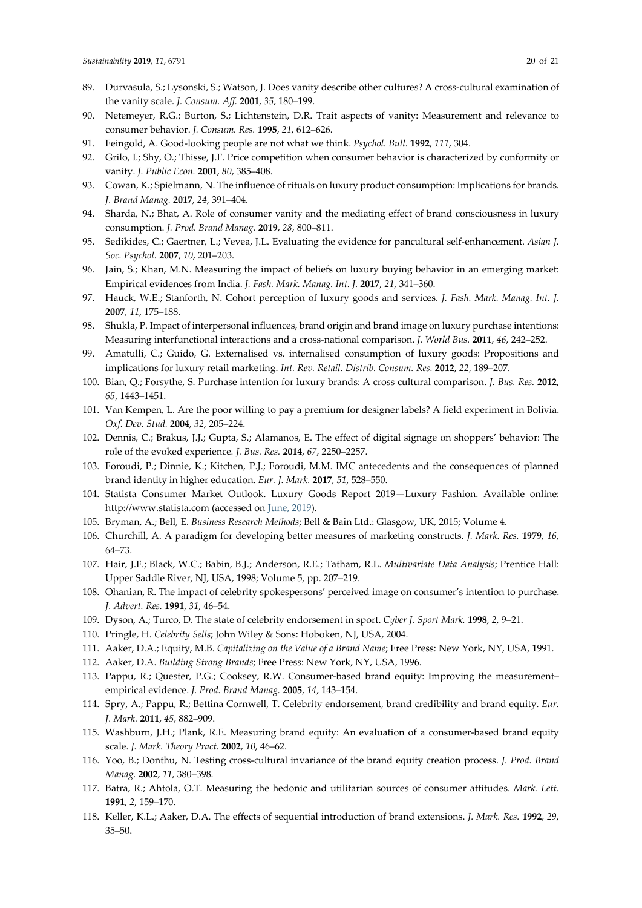89. Durvasula, S.; Lysonski, S.; Watson, J. Does vanity describe other cultures? A cross-cultural examination of the vanity scale. *J. Consum. Aff.* **2001**, *35*, 180–199.
90. Netemeyer, R.G.; Burton, S.; Lichtenstein, D.R. Trait aspects of vanity: Measurement and relevance to consumer behavior. *J. Consum. Res.* **1995**, *21*, 612–626.
91. Feingold, A. Good-looking people are not what we think. *Psychol. Bull.* **1992**, *111*, 304.
92. Grilo, I.; Shy, O.; Thisse, J.F. Price competition when consumer behavior is characterized by conformity or vanity. *J. Public Econ.* **2001**, *80*, 385–408.
93. Cowan, K.; Spielmann, N. The influence of rituals on luxury product consumption: Implications for brands. *J. Brand Manag.* **2017**, *24*, 391–404.
94. Sharda, N.; Bhat, A. Role of consumer vanity and the mediating effect of brand consciousness in luxury consumption. *J. Prod. Brand Manag.* **2019**, *28*, 800–811.
95. Sedikides, C.; Gaertner, L.; Vevea, J.L. Evaluating the evidence for pancultural self-enhancement. *Asian J. Soc. Psychol.* **2007**, *10*, 201–203.
96. Jain, S.; Khan, M.N. Measuring the impact of beliefs on luxury buying behavior in an emerging market: Empirical evidences from India. *J. Fash. Mark. Manag. Int. J.* **2017**, *21*, 341–360.
97. Hauck, W.E.; Stanforth, N. Cohort perception of luxury goods and services. *J. Fash. Mark. Manag. Int. J.* **2007**, *11*, 175–188.
98. Shukla, P. Impact of interpersonal influences, brand origin and brand image on luxury purchase intentions: Measuring interfunctional interactions and a cross-national comparison. *J. World Bus.* **2011**, *46*, 242–252.
99. Amatulli, C.; Guido, G. Externalised vs. internalised consumption of luxury goods: Propositions and implications for luxury retail marketing. *Int. Rev. Retail. Distrib. Consum. Res.* **2012**, *22*, 189–207.
100. Bian, Q.; Forsythe, S. Purchase intention for luxury brands: A cross cultural comparison. *J. Bus. Res.* **2012**, *65*, 1443–1451.
101. Van Kempen, L. Are the poor willing to pay a premium for designer labels? A field experiment in Bolivia. *Oxf. Dev. Stud.* **2004**, *32*, 205–224.
102. Dennis, C.; Brakus, J.J.; Gupta, S.; Alamanos, E. The effect of digital signage on shoppers' behavior: The role of the evoked experience. *J. Bus. Res.* **2014**, *67*, 2250–2257.
103. Foroudi, P.; Dinnie, K.; Kitchen, P.J.; Foroudi, M.M. IMC antecedents and the consequences of planned brand identity in higher education. *Eur. J. Mark.* **2017**, *51*, 528–550.
104. Statista Consumer Market Outlook. Luxury Goods Report 2019—Luxury Fashion. Available online: http://www.statista.com (accessed on June, 2019).
105. Bryman, A.; Bell, E. *Business Research Methods*; Bell & Bain Ltd.: Glasgow, UK, 2015; Volume 4.
106. Churchill, A. A paradigm for developing better measures of marketing constructs. *J. Mark. Res.* **1979**, *16*, 64–73.
107. Hair, J.F.; Black, W.C.; Babin, B.J.; Anderson, R.E.; Tatham, R.L. *Multivariate Data Analysis*; Prentice Hall: Upper Saddle River, NJ, USA, 1998; Volume 5, pp. 207–219.
108. Ohanian, R. The impact of celebrity spokespersons' perceived image on consumer's intention to purchase. *J. Advert. Res.* **1991**, *31*, 46–54.
109. Dyson, A.; Turco, D. The state of celebrity endorsement in sport. *Cyber J. Sport Mark.* **1998**, *2*, 9–21.
110. Pringle, H. *Celebrity Sells*; John Wiley & Sons: Hoboken, NJ, USA, 2004.
111. Aaker, D.A.; Equity, M.B. *Capitalizing on the Value of a Brand Name*; Free Press: New York, NY, USA, 1991.
112. Aaker, D.A. *Building Strong Brands*; Free Press: New York, NY, USA, 1996.
113. Pappu, R.; Quester, P.G.; Cooksey, R.W. Consumer-based brand equity: Improving the measurement–empirical evidence. *J. Prod. Brand Manag.* **2005**, *14*, 143–154.
114. Spry, A.; Pappu, R.; Bettina Cornwell, T. Celebrity endorsement, brand credibility and brand equity. *Eur. J. Mark.* **2011**, *45*, 882–909.
115. Washburn, J.H.; Plank, R.E. Measuring brand equity: An evaluation of a consumer-based brand equity scale. *J. Mark. Theory Pract.* **2002**, *10*, 46–62.
116. Yoo, B.; Donthu, N. Testing cross-cultural invariance of the brand equity creation process. *J. Prod. Brand Manag.* **2002**, *11*, 380–398.
117. Batra, R.; Ahtola, O.T. Measuring the hedonic and utilitarian sources of consumer attitudes. *Mark. Lett.* **1991**, *2*, 159–170.
118. Keller, K.L.; Aaker, D.A. The effects of sequential introduction of brand extensions. *J. Mark. Res.* **1992**, *29*, 35–50.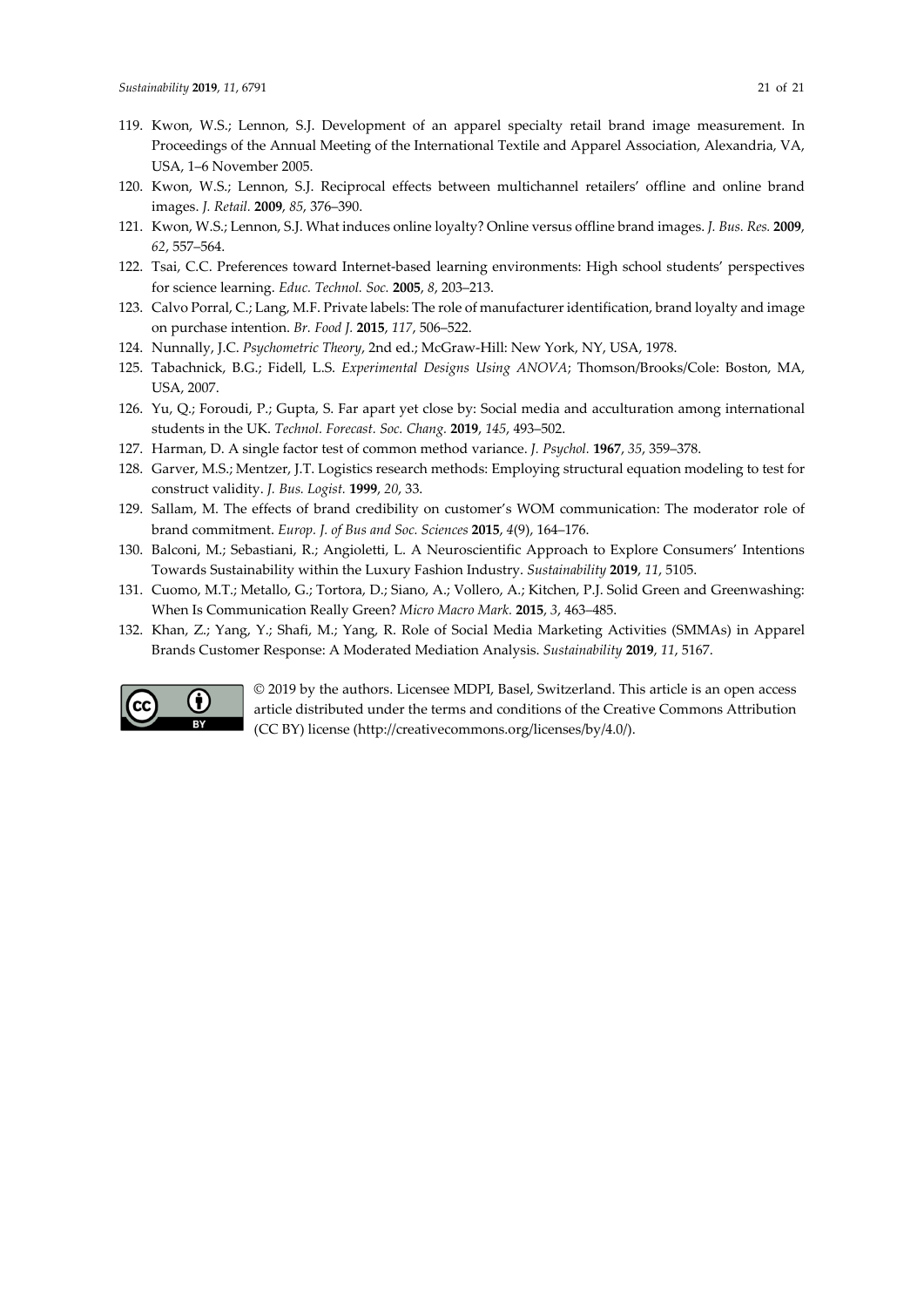119. Kwon, W.S.; Lennon, S.J. Development of an apparel specialty retail brand image measurement. In Proceedings of the Annual Meeting of the International Textile and Apparel Association, Alexandria, VA, USA, 1–6 November 2005.
120. Kwon, W.S.; Lennon, S.J. Reciprocal effects between multichannel retailers' offline and online brand images. *J. Retail.* **2009**, *85*, 376–390.
121. Kwon, W.S.; Lennon, S.J. What induces online loyalty? Online versus offline brand images. *J. Bus. Res.* **2009**, *62*, 557–564.
122. Tsai, C.C. Preferences toward Internet-based learning environments: High school students' perspectives for science learning. *Educ. Technol. Soc.* **2005**, *8*, 203–213.
123. Calvo Porral, C.; Lang, M.F. Private labels: The role of manufacturer identification, brand loyalty and image on purchase intention. *Br. Food J.* **2015**, *117*, 506–522.
124. Nunnally, J.C. *Psychometric Theory*, 2nd ed.; McGraw-Hill: New York, NY, USA, 1978.
125. Tabachnick, B.G.; Fidell, L.S. *Experimental Designs Using ANOVA*; Thomson/Brooks/Cole: Boston, MA, USA, 2007.
126. Yu, Q.; Foroudi, P.; Gupta, S. Far apart yet close by: Social media and acculturation among international students in the UK. *Technol. Forecast. Soc. Chang.* **2019**, *145*, 493–502.
127. Harman, D. A single factor test of common method variance. *J. Psychol.* **1967**, *35*, 359–378.
128. Garver, M.S.; Mentzer, J.T. Logistics research methods: Employing structural equation modeling to test for construct validity. *J. Bus. Logist.* **1999**, *20*, 33.
129. Sallam, M. The effects of brand credibility on customer's WOM communication: The moderator role of brand commitment. *Europ. J. of Bus and Soc. Sciences* **2015**, *4*(9), 164–176.
130. Balconi, M.; Sebastiani, R.; Angioletti, L. A Neuroscientific Approach to Explore Consumers' Intentions Towards Sustainability within the Luxury Fashion Industry. *Sustainability* **2019**, *11*, 5105.
131. Cuomo, M.T.; Metallo, G.; Tortora, D.; Siano, A.; Vollero, A.; Kitchen, P.J. Solid Green and Greenwashing: When Is Communication Really Green? *Micro Macro Mark.* **2015**, *3*, 463–485.
132. Khan, Z.; Yang, Y.; Shafi, M.; Yang, R. Role of Social Media Marketing Activities (SMMAs) in Apparel Brands Customer Response: A Moderated Mediation Analysis. *Sustainability* **2019**, *11*, 5167.

© 2019 by the authors. Licensee MDPI, Basel, Switzerland. This article is an open access article distributed under the terms and conditions of the Creative Commons Attribution (CC BY) license (http://creativecommons.org/licenses/by/4.0/).